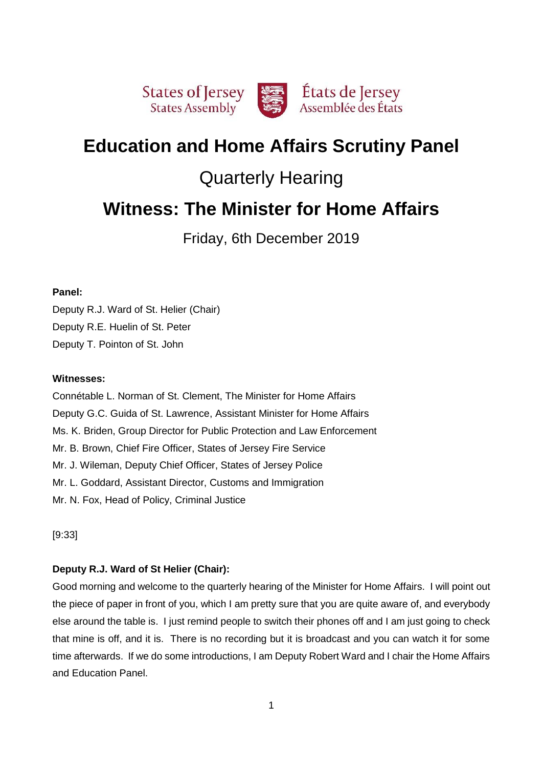States of Jersey
States Assembly

États de Jersey
Assemblée des États

# Education and Home Affairs Scrutiny Panel

## Quarterly Hearing

# Witness: The Minister for Home Affairs

Friday, 6th December 2019

**Panel:**

Deputy R.J. Ward of St. Helier (Chair)
Deputy R.E. Huelin of St. Peter
Deputy T. Pointon of St. John

**Witnesses:**

Connétable L. Norman of St. Clement, The Minister for Home Affairs
Deputy G.C. Guida of St. Lawrence, Assistant Minister for Home Affairs
Ms. K. Briden, Group Director for Public Protection and Law Enforcement
Mr. B. Brown, Chief Fire Officer, States of Jersey Fire Service
Mr. J. Wileman, Deputy Chief Officer, States of Jersey Police
Mr. L. Goddard, Assistant Director, Customs and Immigration
Mr. N. Fox, Head of Policy, Criminal Justice

[9:33]

**Deputy R.J. Ward of St Helier (Chair):**

Good morning and welcome to the quarterly hearing of the Minister for Home Affairs. I will point out the piece of paper in front of you, which I am pretty sure that you are quite aware of, and everybody else around the table is. I just remind people to switch their phones off and I am just going to check that mine is off, and it is. There is no recording but it is broadcast and you can watch it for some time afterwards. If we do some introductions, I am Deputy Robert Ward and I chair the Home Affairs and Education Panel.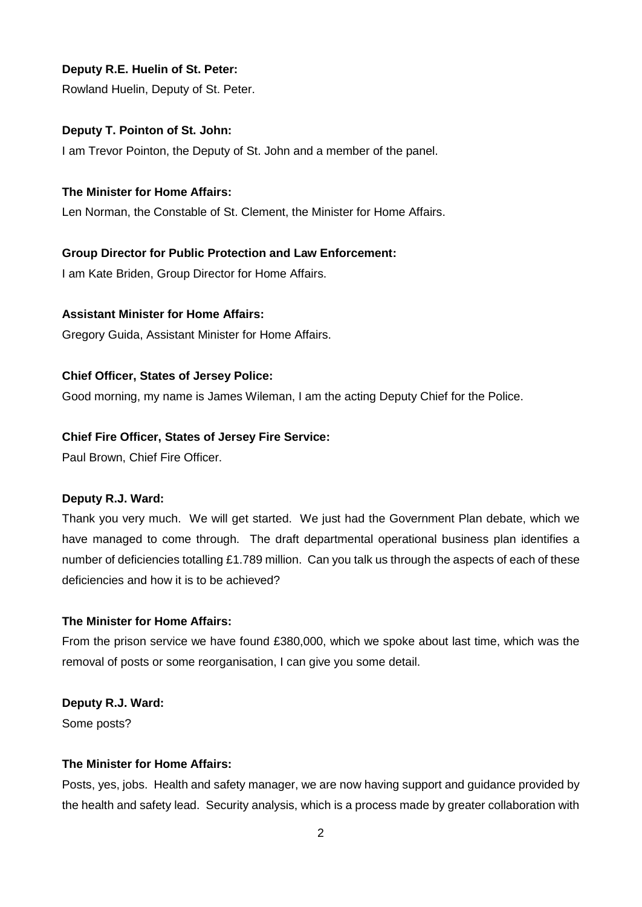**Deputy R.E. Huelin of St. Peter:**

Rowland Huelin, Deputy of St. Peter.

**Deputy T. Pointon of St. John:**

I am Trevor Pointon, the Deputy of St. John and a member of the panel.

**The Minister for Home Affairs:**

Len Norman, the Constable of St. Clement, the Minister for Home Affairs.

**Group Director for Public Protection and Law Enforcement:**

I am Kate Briden, Group Director for Home Affairs.

**Assistant Minister for Home Affairs:**

Gregory Guida, Assistant Minister for Home Affairs.

**Chief Officer, States of Jersey Police:**

Good morning, my name is James Wileman, I am the acting Deputy Chief for the Police.

**Chief Fire Officer, States of Jersey Fire Service:**

Paul Brown, Chief Fire Officer.

**Deputy R.J. Ward:**

Thank you very much. We will get started. We just had the Government Plan debate, which we have managed to come through. The draft departmental operational business plan identifies a number of deficiencies totalling £1.789 million. Can you talk us through the aspects of each of these deficiencies and how it is to be achieved?

**The Minister for Home Affairs:**

From the prison service we have found £380,000, which we spoke about last time, which was the removal of posts or some reorganisation, I can give you some detail.

**Deputy R.J. Ward:**

Some posts?

**The Minister for Home Affairs:**

Posts, yes, jobs. Health and safety manager, we are now having support and guidance provided by the health and safety lead. Security analysis, which is a process made by greater collaboration with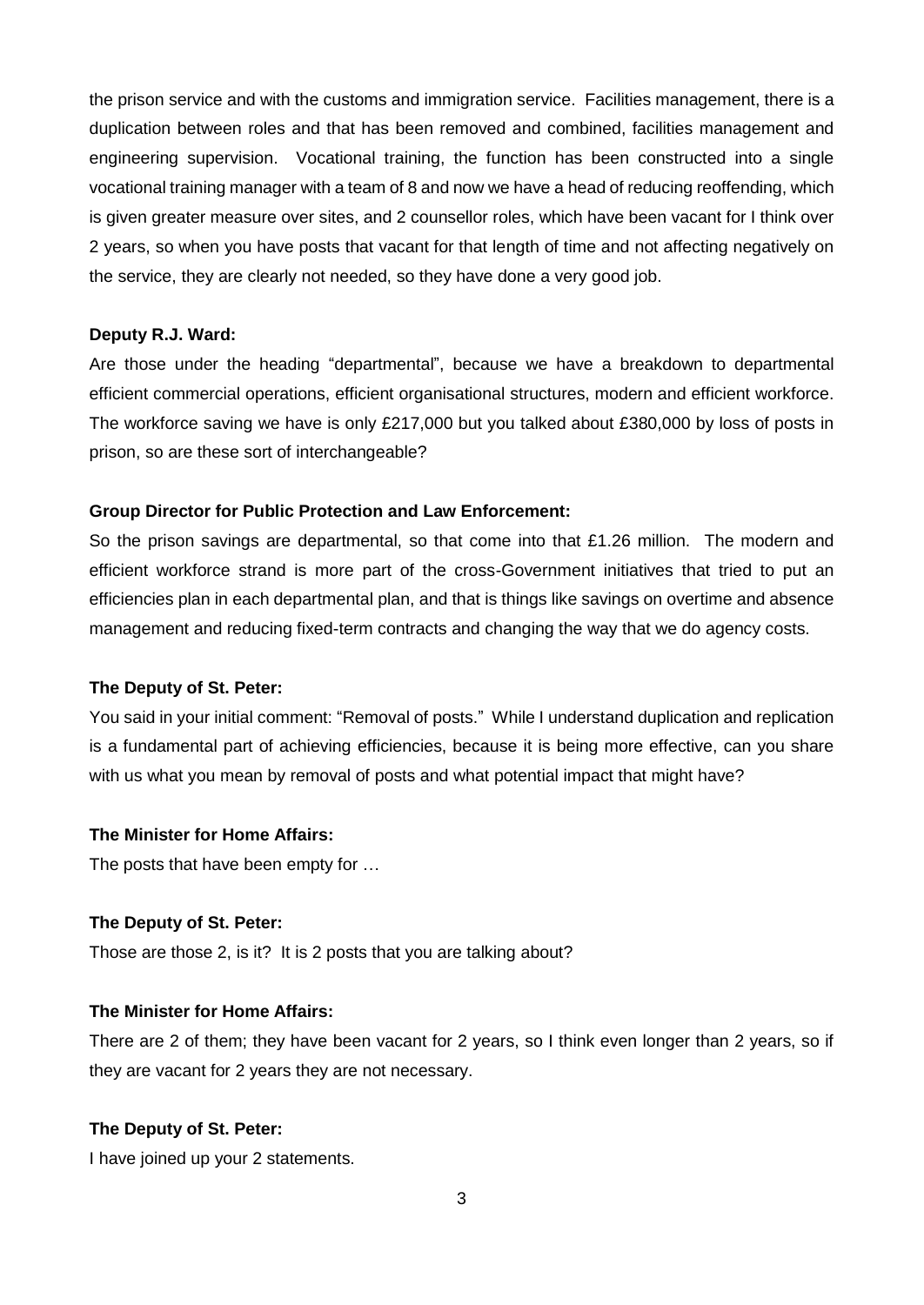the prison service and with the customs and immigration service. Facilities management, there is a duplication between roles and that has been removed and combined, facilities management and engineering supervision. Vocational training, the function has been constructed into a single vocational training manager with a team of 8 and now we have a head of reducing reoffending, which is given greater measure over sites, and 2 counsellor roles, which have been vacant for I think over 2 years, so when you have posts that vacant for that length of time and not affecting negatively on the service, they are clearly not needed, so they have done a very good job.

**Deputy R.J. Ward:**

Are those under the heading "departmental", because we have a breakdown to departmental efficient commercial operations, efficient organisational structures, modern and efficient workforce. The workforce saving we have is only £217,000 but you talked about £380,000 by loss of posts in prison, so are these sort of interchangeable?

**Group Director for Public Protection and Law Enforcement:**

So the prison savings are departmental, so that come into that £1.26 million. The modern and efficient workforce strand is more part of the cross-Government initiatives that tried to put an efficiencies plan in each departmental plan, and that is things like savings on overtime and absence management and reducing fixed-term contracts and changing the way that we do agency costs.

**The Deputy of St. Peter:**

You said in your initial comment: "Removal of posts." While I understand duplication and replication is a fundamental part of achieving efficiencies, because it is being more effective, can you share with us what you mean by removal of posts and what potential impact that might have?

**The Minister for Home Affairs:**

The posts that have been empty for …

**The Deputy of St. Peter:**

Those are those 2, is it? It is 2 posts that you are talking about?

**The Minister for Home Affairs:**

There are 2 of them; they have been vacant for 2 years, so I think even longer than 2 years, so if they are vacant for 2 years they are not necessary.

**The Deputy of St. Peter:**

I have joined up your 2 statements.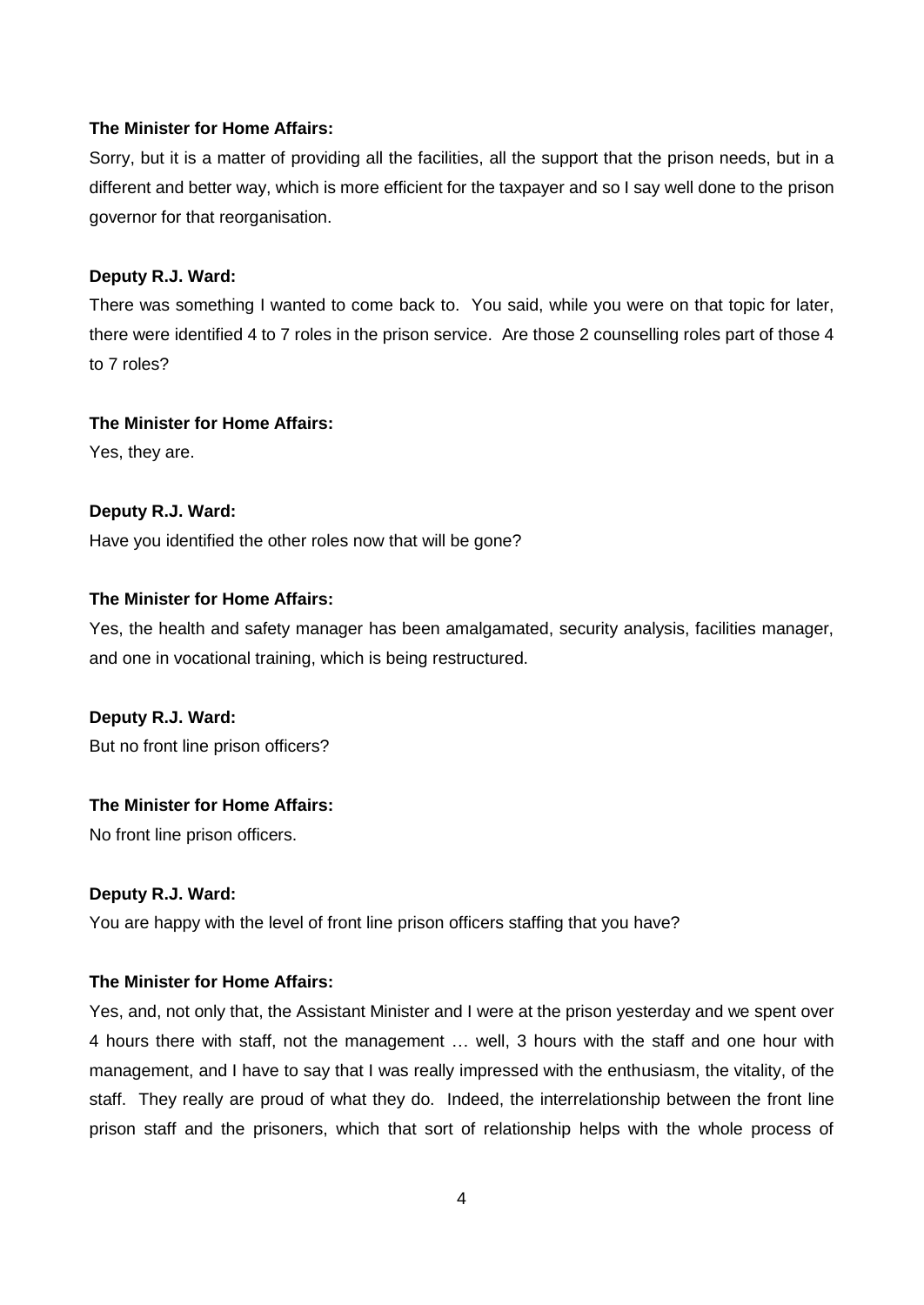**The Minister for Home Affairs:**

Sorry, but it is a matter of providing all the facilities, all the support that the prison needs, but in a different and better way, which is more efficient for the taxpayer and so I say well done to the prison governor for that reorganisation.

**Deputy R.J. Ward:**

There was something I wanted to come back to. You said, while you were on that topic for later, there were identified 4 to 7 roles in the prison service. Are those 2 counselling roles part of those 4 to 7 roles?

**The Minister for Home Affairs:**

Yes, they are.

**Deputy R.J. Ward:**

Have you identified the other roles now that will be gone?

**The Minister for Home Affairs:**

Yes, the health and safety manager has been amalgamated, security analysis, facilities manager, and one in vocational training, which is being restructured.

**Deputy R.J. Ward:**

But no front line prison officers?

**The Minister for Home Affairs:**

No front line prison officers.

**Deputy R.J. Ward:**

You are happy with the level of front line prison officers staffing that you have?

**The Minister for Home Affairs:**

Yes, and, not only that, the Assistant Minister and I were at the prison yesterday and we spent over 4 hours there with staff, not the management … well, 3 hours with the staff and one hour with management, and I have to say that I was really impressed with the enthusiasm, the vitality, of the staff. They really are proud of what they do. Indeed, the interrelationship between the front line prison staff and the prisoners, which that sort of relationship helps with the whole process of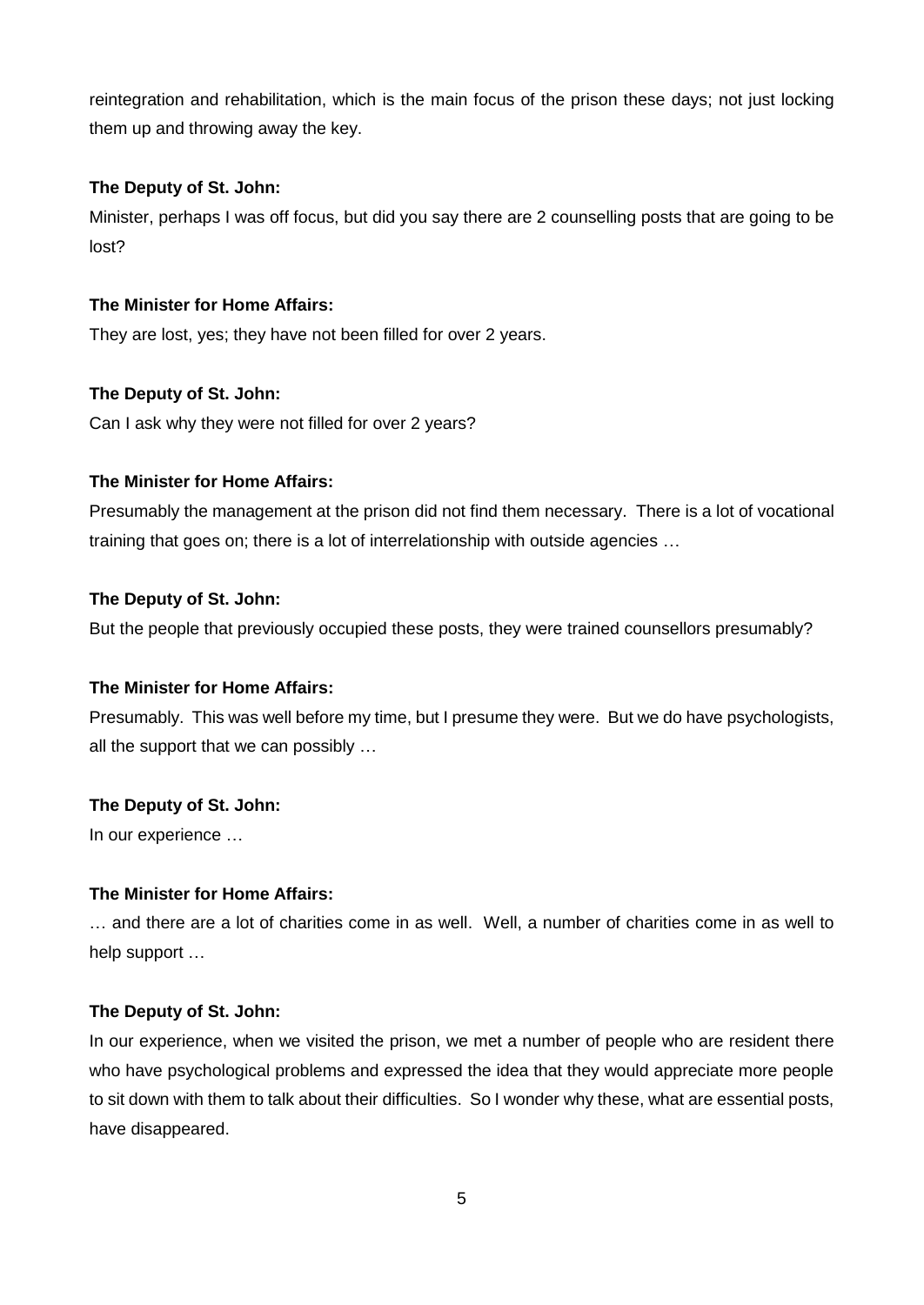reintegration and rehabilitation, which is the main focus of the prison these days; not just locking them up and throwing away the key.

**The Deputy of St. John:**

Minister, perhaps I was off focus, but did you say there are 2 counselling posts that are going to be lost?

**The Minister for Home Affairs:**

They are lost, yes; they have not been filled for over 2 years.

**The Deputy of St. John:**

Can I ask why they were not filled for over 2 years?

**The Minister for Home Affairs:**

Presumably the management at the prison did not find them necessary. There is a lot of vocational training that goes on; there is a lot of interrelationship with outside agencies …

**The Deputy of St. John:**

But the people that previously occupied these posts, they were trained counsellors presumably?

**The Minister for Home Affairs:**

Presumably. This was well before my time, but I presume they were. But we do have psychologists, all the support that we can possibly …

**The Deputy of St. John:**

In our experience …

**The Minister for Home Affairs:**

… and there are a lot of charities come in as well. Well, a number of charities come in as well to help support …

**The Deputy of St. John:**

In our experience, when we visited the prison, we met a number of people who are resident there who have psychological problems and expressed the idea that they would appreciate more people to sit down with them to talk about their difficulties. So I wonder why these, what are essential posts, have disappeared.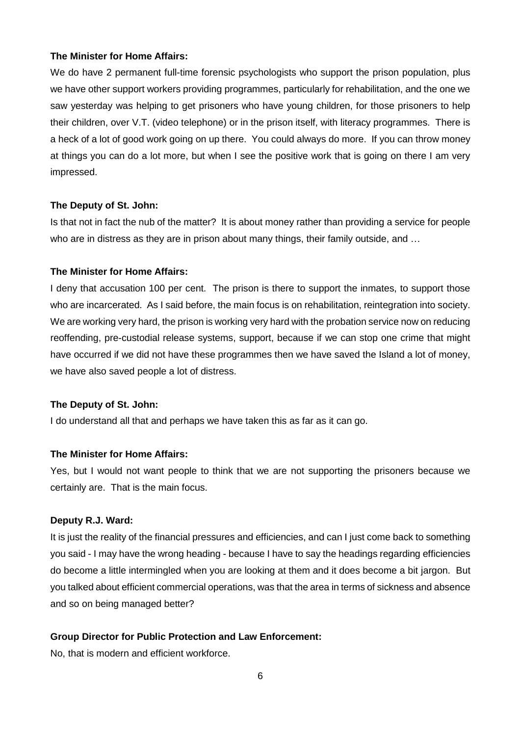**The Minister for Home Affairs:**

We do have 2 permanent full-time forensic psychologists who support the prison population, plus we have other support workers providing programmes, particularly for rehabilitation, and the one we saw yesterday was helping to get prisoners who have young children, for those prisoners to help their children, over V.T. (video telephone) or in the prison itself, with literacy programmes. There is a heck of a lot of good work going on up there. You could always do more. If you can throw money at things you can do a lot more, but when I see the positive work that is going on there I am very impressed.

**The Deputy of St. John:**

Is that not in fact the nub of the matter? It is about money rather than providing a service for people who are in distress as they are in prison about many things, their family outside, and …

**The Minister for Home Affairs:**

I deny that accusation 100 per cent. The prison is there to support the inmates, to support those who are incarcerated. As I said before, the main focus is on rehabilitation, reintegration into society. We are working very hard, the prison is working very hard with the probation service now on reducing reoffending, pre-custodial release systems, support, because if we can stop one crime that might have occurred if we did not have these programmes then we have saved the Island a lot of money, we have also saved people a lot of distress.

**The Deputy of St. John:**

I do understand all that and perhaps we have taken this as far as it can go.

**The Minister for Home Affairs:**

Yes, but I would not want people to think that we are not supporting the prisoners because we certainly are. That is the main focus.

**Deputy R.J. Ward:**

It is just the reality of the financial pressures and efficiencies, and can I just come back to something you said - I may have the wrong heading - because I have to say the headings regarding efficiencies do become a little intermingled when you are looking at them and it does become a bit jargon. But you talked about efficient commercial operations, was that the area in terms of sickness and absence and so on being managed better?

**Group Director for Public Protection and Law Enforcement:**

No, that is modern and efficient workforce.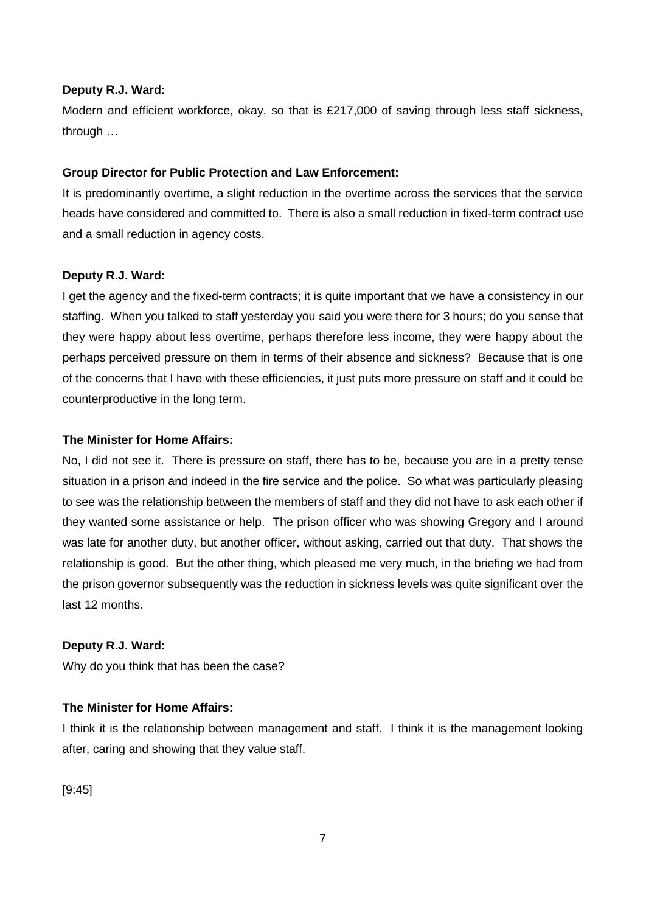**Deputy R.J. Ward:**

Modern and efficient workforce, okay, so that is £217,000 of saving through less staff sickness, through …

**Group Director for Public Protection and Law Enforcement:**

It is predominantly overtime, a slight reduction in the overtime across the services that the service heads have considered and committed to. There is also a small reduction in fixed-term contract use and a small reduction in agency costs.

**Deputy R.J. Ward:**

I get the agency and the fixed-term contracts; it is quite important that we have a consistency in our staffing. When you talked to staff yesterday you said you were there for 3 hours; do you sense that they were happy about less overtime, perhaps therefore less income, they were happy about the perhaps perceived pressure on them in terms of their absence and sickness? Because that is one of the concerns that I have with these efficiencies, it just puts more pressure on staff and it could be counterproductive in the long term.

**The Minister for Home Affairs:**

No, I did not see it. There is pressure on staff, there has to be, because you are in a pretty tense situation in a prison and indeed in the fire service and the police. So what was particularly pleasing to see was the relationship between the members of staff and they did not have to ask each other if they wanted some assistance or help. The prison officer who was showing Gregory and I around was late for another duty, but another officer, without asking, carried out that duty. That shows the relationship is good. But the other thing, which pleased me very much, in the briefing we had from the prison governor subsequently was the reduction in sickness levels was quite significant over the last 12 months.

**Deputy R.J. Ward:**

Why do you think that has been the case?

**The Minister for Home Affairs:**

I think it is the relationship between management and staff. I think it is the management looking after, caring and showing that they value staff.

[9:45]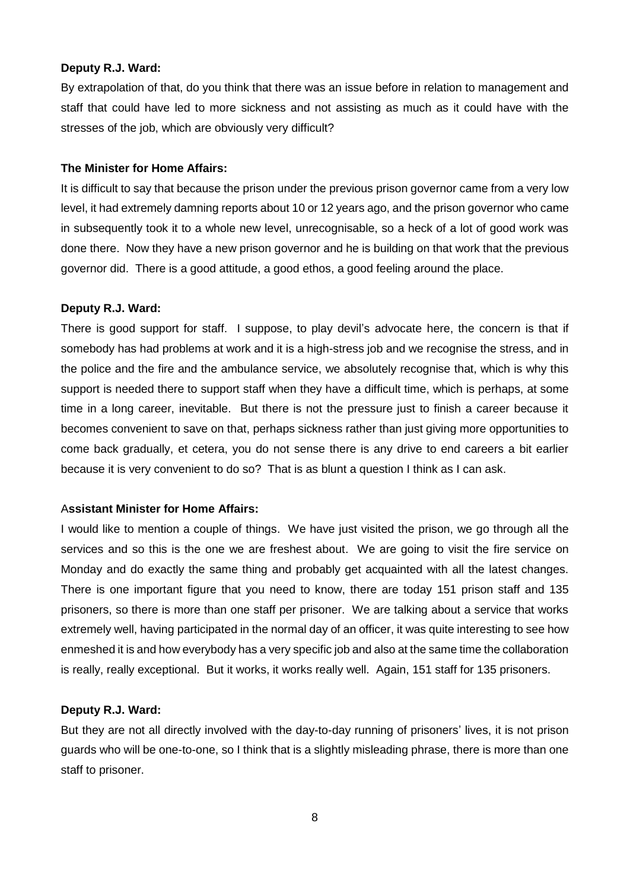**Deputy R.J. Ward:**

By extrapolation of that, do you think that there was an issue before in relation to management and staff that could have led to more sickness and not assisting as much as it could have with the stresses of the job, which are obviously very difficult?

**The Minister for Home Affairs:**

It is difficult to say that because the prison under the previous prison governor came from a very low level, it had extremely damning reports about 10 or 12 years ago, and the prison governor who came in subsequently took it to a whole new level, unrecognisable, so a heck of a lot of good work was done there. Now they have a new prison governor and he is building on that work that the previous governor did. There is a good attitude, a good ethos, a good feeling around the place.

**Deputy R.J. Ward:**

There is good support for staff. I suppose, to play devil's advocate here, the concern is that if somebody has had problems at work and it is a high-stress job and we recognise the stress, and in the police and the fire and the ambulance service, we absolutely recognise that, which is why this support is needed there to support staff when they have a difficult time, which is perhaps, at some time in a long career, inevitable. But there is not the pressure just to finish a career because it becomes convenient to save on that, perhaps sickness rather than just giving more opportunities to come back gradually, et cetera, you do not sense there is any drive to end careers a bit earlier because it is very convenient to do so? That is as blunt a question I think as I can ask.

**Assistant Minister for Home Affairs:**

I would like to mention a couple of things. We have just visited the prison, we go through all the services and so this is the one we are freshest about. We are going to visit the fire service on Monday and do exactly the same thing and probably get acquainted with all the latest changes. There is one important figure that you need to know, there are today 151 prison staff and 135 prisoners, so there is more than one staff per prisoner. We are talking about a service that works extremely well, having participated in the normal day of an officer, it was quite interesting to see how enmeshed it is and how everybody has a very specific job and also at the same time the collaboration is really, really exceptional. But it works, it works really well. Again, 151 staff for 135 prisoners.

**Deputy R.J. Ward:**

But they are not all directly involved with the day-to-day running of prisoners' lives, it is not prison guards who will be one-to-one, so I think that is a slightly misleading phrase, there is more than one staff to prisoner.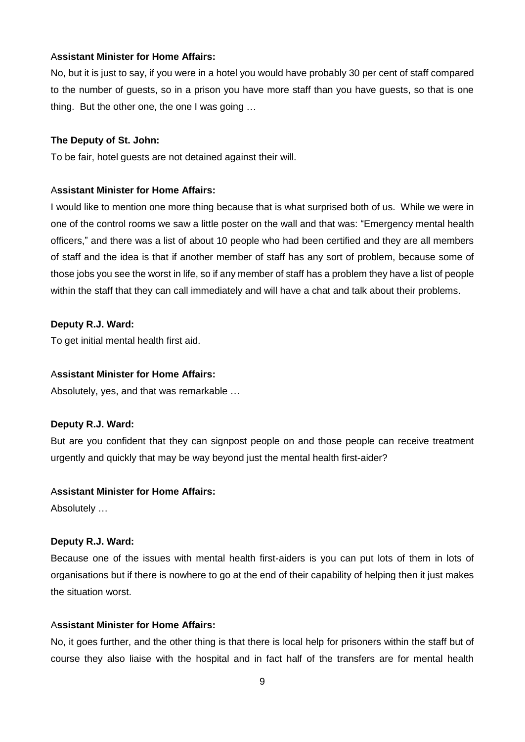**Assistant Minister for Home Affairs:**

No, but it is just to say, if you were in a hotel you would have probably 30 per cent of staff compared to the number of guests, so in a prison you have more staff than you have guests, so that is one thing. But the other one, the one I was going …

**The Deputy of St. John:**

To be fair, hotel guests are not detained against their will.

**Assistant Minister for Home Affairs:**

I would like to mention one more thing because that is what surprised both of us. While we were in one of the control rooms we saw a little poster on the wall and that was: "Emergency mental health officers," and there was a list of about 10 people who had been certified and they are all members of staff and the idea is that if another member of staff has any sort of problem, because some of those jobs you see the worst in life, so if any member of staff has a problem they have a list of people within the staff that they can call immediately and will have a chat and talk about their problems.

**Deputy R.J. Ward:**

To get initial mental health first aid.

**Assistant Minister for Home Affairs:**

Absolutely, yes, and that was remarkable …

**Deputy R.J. Ward:**

But are you confident that they can signpost people on and those people can receive treatment urgently and quickly that may be way beyond just the mental health first-aider?

**Assistant Minister for Home Affairs:**

Absolutely …

**Deputy R.J. Ward:**

Because one of the issues with mental health first-aiders is you can put lots of them in lots of organisations but if there is nowhere to go at the end of their capability of helping then it just makes the situation worst.

**Assistant Minister for Home Affairs:**

No, it goes further, and the other thing is that there is local help for prisoners within the staff but of course they also liaise with the hospital and in fact half of the transfers are for mental health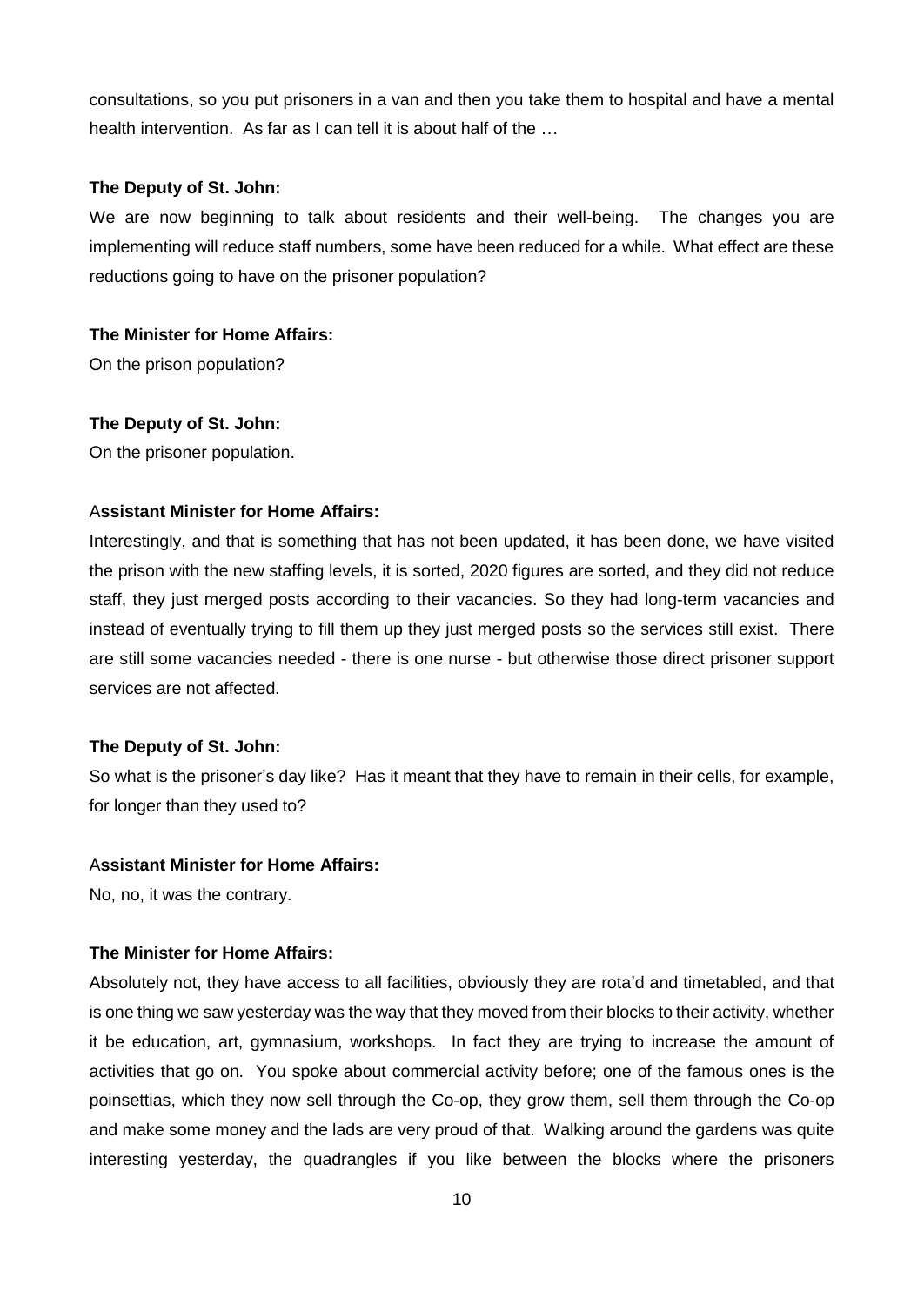consultations, so you put prisoners in a van and then you take them to hospital and have a mental health intervention. As far as I can tell it is about half of the …

**The Deputy of St. John:**

We are now beginning to talk about residents and their well-being. The changes you are implementing will reduce staff numbers, some have been reduced for a while. What effect are these reductions going to have on the prisoner population?

**The Minister for Home Affairs:**

On the prison population?

**The Deputy of St. John:**

On the prisoner population.

A**ssistant Minister for Home Affairs:**

Interestingly, and that is something that has not been updated, it has been done, we have visited the prison with the new staffing levels, it is sorted, 2020 figures are sorted, and they did not reduce staff, they just merged posts according to their vacancies. So they had long-term vacancies and instead of eventually trying to fill them up they just merged posts so the services still exist. There are still some vacancies needed - there is one nurse - but otherwise those direct prisoner support services are not affected.

**The Deputy of St. John:**

So what is the prisoner's day like? Has it meant that they have to remain in their cells, for example, for longer than they used to?

A**ssistant Minister for Home Affairs:**

No, no, it was the contrary.

**The Minister for Home Affairs:**

Absolutely not, they have access to all facilities, obviously they are rota'd and timetabled, and that is one thing we saw yesterday was the way that they moved from their blocks to their activity, whether it be education, art, gymnasium, workshops. In fact they are trying to increase the amount of activities that go on. You spoke about commercial activity before; one of the famous ones is the poinsettias, which they now sell through the Co-op, they grow them, sell them through the Co-op and make some money and the lads are very proud of that. Walking around the gardens was quite interesting yesterday, the quadrangles if you like between the blocks where the prisoners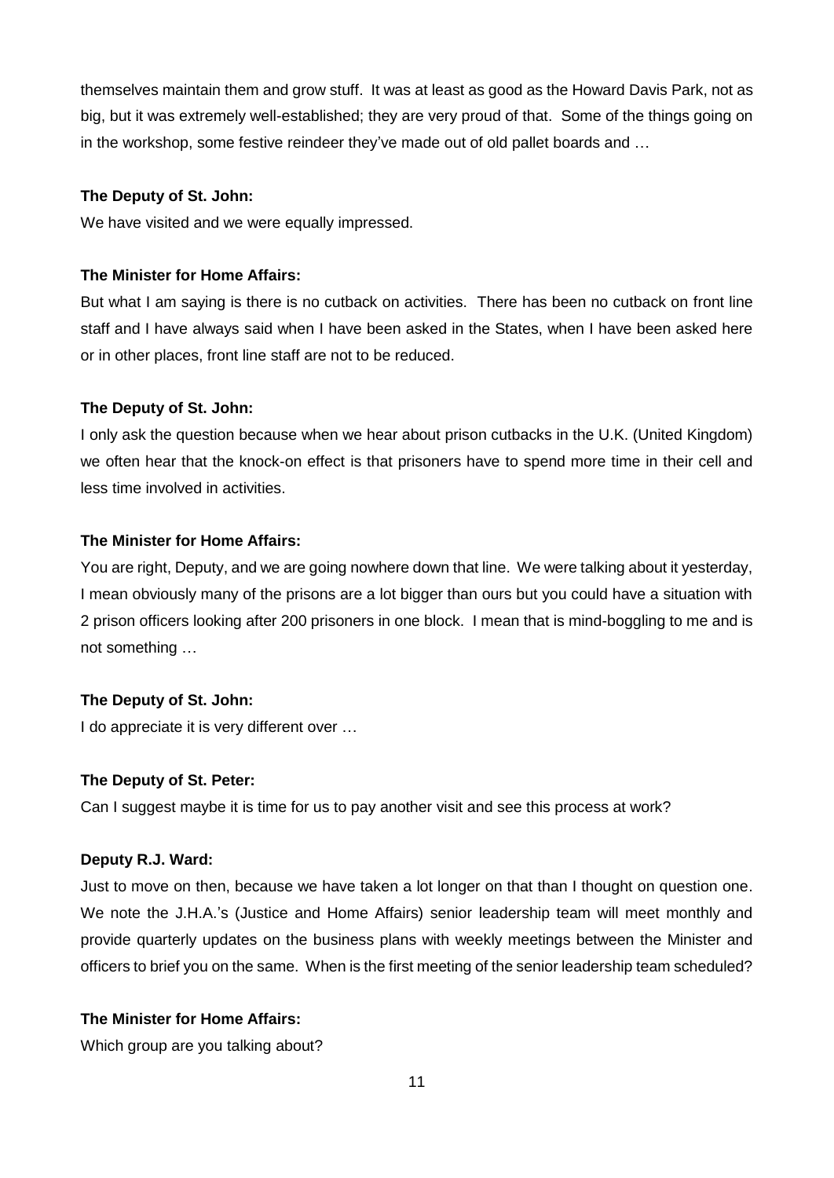themselves maintain them and grow stuff. It was at least as good as the Howard Davis Park, not as big, but it was extremely well-established; they are very proud of that. Some of the things going on in the workshop, some festive reindeer they've made out of old pallet boards and …

**The Deputy of St. John:**

We have visited and we were equally impressed.

**The Minister for Home Affairs:**

But what I am saying is there is no cutback on activities. There has been no cutback on front line staff and I have always said when I have been asked in the States, when I have been asked here or in other places, front line staff are not to be reduced.

**The Deputy of St. John:**

I only ask the question because when we hear about prison cutbacks in the U.K. (United Kingdom) we often hear that the knock-on effect is that prisoners have to spend more time in their cell and less time involved in activities.

**The Minister for Home Affairs:**

You are right, Deputy, and we are going nowhere down that line. We were talking about it yesterday, I mean obviously many of the prisons are a lot bigger than ours but you could have a situation with 2 prison officers looking after 200 prisoners in one block. I mean that is mind-boggling to me and is not something …

**The Deputy of St. John:**

I do appreciate it is very different over …

**The Deputy of St. Peter:**

Can I suggest maybe it is time for us to pay another visit and see this process at work?

**Deputy R.J. Ward:**

Just to move on then, because we have taken a lot longer on that than I thought on question one. We note the J.H.A.'s (Justice and Home Affairs) senior leadership team will meet monthly and provide quarterly updates on the business plans with weekly meetings between the Minister and officers to brief you on the same. When is the first meeting of the senior leadership team scheduled?

**The Minister for Home Affairs:**

Which group are you talking about?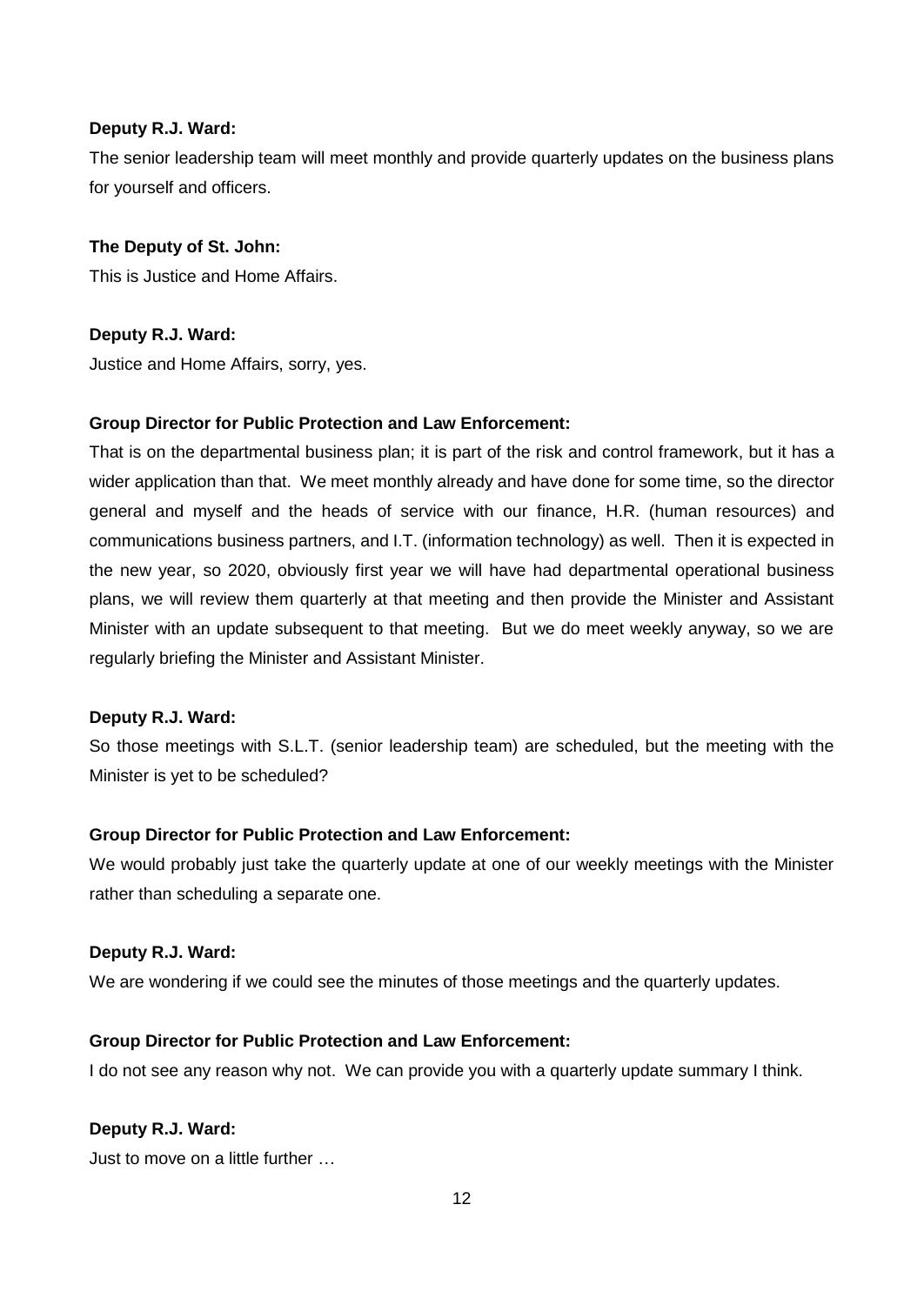**Deputy R.J. Ward:**

The senior leadership team will meet monthly and provide quarterly updates on the business plans for yourself and officers.

**The Deputy of St. John:**

This is Justice and Home Affairs.

**Deputy R.J. Ward:**

Justice and Home Affairs, sorry, yes.

**Group Director for Public Protection and Law Enforcement:**

That is on the departmental business plan; it is part of the risk and control framework, but it has a wider application than that. We meet monthly already and have done for some time, so the director general and myself and the heads of service with our finance, H.R. (human resources) and communications business partners, and I.T. (information technology) as well. Then it is expected in the new year, so 2020, obviously first year we will have had departmental operational business plans, we will review them quarterly at that meeting and then provide the Minister and Assistant Minister with an update subsequent to that meeting. But we do meet weekly anyway, so we are regularly briefing the Minister and Assistant Minister.

**Deputy R.J. Ward:**

So those meetings with S.L.T. (senior leadership team) are scheduled, but the meeting with the Minister is yet to be scheduled?

**Group Director for Public Protection and Law Enforcement:**

We would probably just take the quarterly update at one of our weekly meetings with the Minister rather than scheduling a separate one.

**Deputy R.J. Ward:**

We are wondering if we could see the minutes of those meetings and the quarterly updates.

**Group Director for Public Protection and Law Enforcement:**

I do not see any reason why not. We can provide you with a quarterly update summary I think.

**Deputy R.J. Ward:**

Just to move on a little further …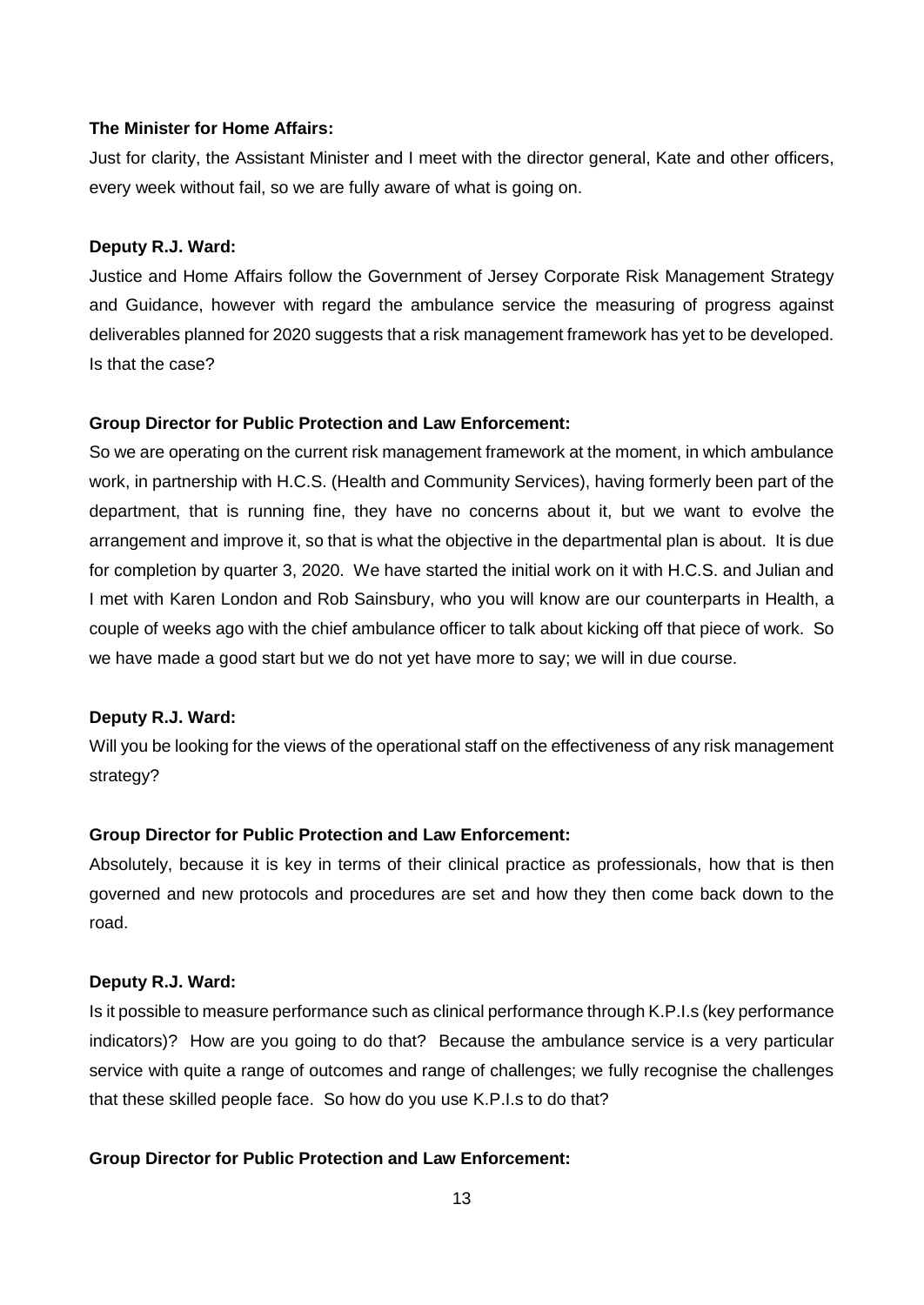**The Minister for Home Affairs:**

Just for clarity, the Assistant Minister and I meet with the director general, Kate and other officers, every week without fail, so we are fully aware of what is going on.

**Deputy R.J. Ward:**

Justice and Home Affairs follow the Government of Jersey Corporate Risk Management Strategy and Guidance, however with regard the ambulance service the measuring of progress against deliverables planned for 2020 suggests that a risk management framework has yet to be developed. Is that the case?

**Group Director for Public Protection and Law Enforcement:**

So we are operating on the current risk management framework at the moment, in which ambulance work, in partnership with H.C.S. (Health and Community Services), having formerly been part of the department, that is running fine, they have no concerns about it, but we want to evolve the arrangement and improve it, so that is what the objective in the departmental plan is about. It is due for completion by quarter 3, 2020. We have started the initial work on it with H.C.S. and Julian and I met with Karen London and Rob Sainsbury, who you will know are our counterparts in Health, a couple of weeks ago with the chief ambulance officer to talk about kicking off that piece of work. So we have made a good start but we do not yet have more to say; we will in due course.

**Deputy R.J. Ward:**

Will you be looking for the views of the operational staff on the effectiveness of any risk management strategy?

**Group Director for Public Protection and Law Enforcement:**

Absolutely, because it is key in terms of their clinical practice as professionals, how that is then governed and new protocols and procedures are set and how they then come back down to the road.

**Deputy R.J. Ward:**

Is it possible to measure performance such as clinical performance through K.P.I.s (key performance indicators)? How are you going to do that? Because the ambulance service is a very particular service with quite a range of outcomes and range of challenges; we fully recognise the challenges that these skilled people face. So how do you use K.P.I.s to do that?

**Group Director for Public Protection and Law Enforcement:**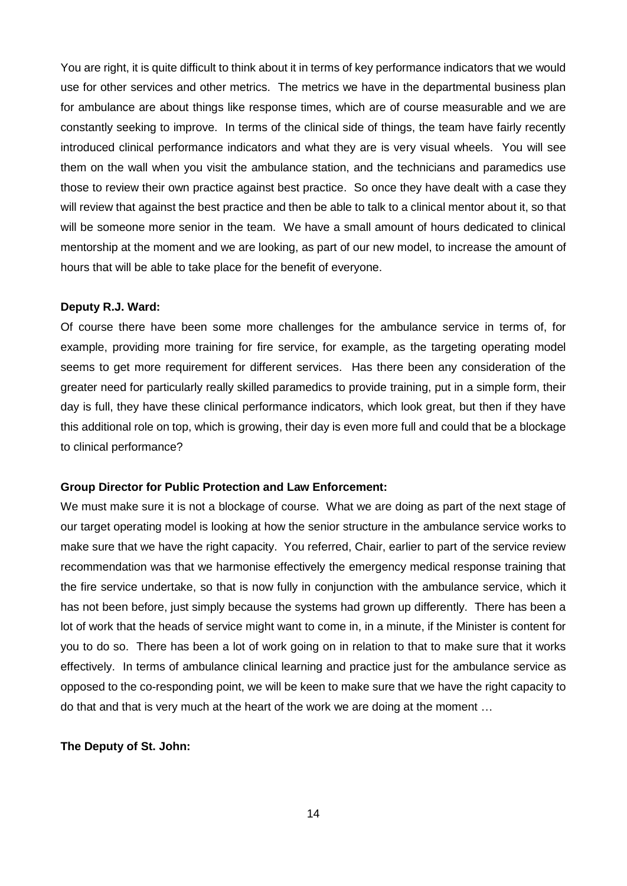You are right, it is quite difficult to think about it in terms of key performance indicators that we would use for other services and other metrics. The metrics we have in the departmental business plan for ambulance are about things like response times, which are of course measurable and we are constantly seeking to improve. In terms of the clinical side of things, the team have fairly recently introduced clinical performance indicators and what they are is very visual wheels. You will see them on the wall when you visit the ambulance station, and the technicians and paramedics use those to review their own practice against best practice. So once they have dealt with a case they will review that against the best practice and then be able to talk to a clinical mentor about it, so that will be someone more senior in the team. We have a small amount of hours dedicated to clinical mentorship at the moment and we are looking, as part of our new model, to increase the amount of hours that will be able to take place for the benefit of everyone.

**Deputy R.J. Ward:**

Of course there have been some more challenges for the ambulance service in terms of, for example, providing more training for fire service, for example, as the targeting operating model seems to get more requirement for different services. Has there been any consideration of the greater need for particularly really skilled paramedics to provide training, put in a simple form, their day is full, they have these clinical performance indicators, which look great, but then if they have this additional role on top, which is growing, their day is even more full and could that be a blockage to clinical performance?

**Group Director for Public Protection and Law Enforcement:**

We must make sure it is not a blockage of course. What we are doing as part of the next stage of our target operating model is looking at how the senior structure in the ambulance service works to make sure that we have the right capacity. You referred, Chair, earlier to part of the service review recommendation was that we harmonise effectively the emergency medical response training that the fire service undertake, so that is now fully in conjunction with the ambulance service, which it has not been before, just simply because the systems had grown up differently. There has been a lot of work that the heads of service might want to come in, in a minute, if the Minister is content for you to do so. There has been a lot of work going on in relation to that to make sure that it works effectively. In terms of ambulance clinical learning and practice just for the ambulance service as opposed to the co-responding point, we will be keen to make sure that we have the right capacity to do that and that is very much at the heart of the work we are doing at the moment …

**The Deputy of St. John:**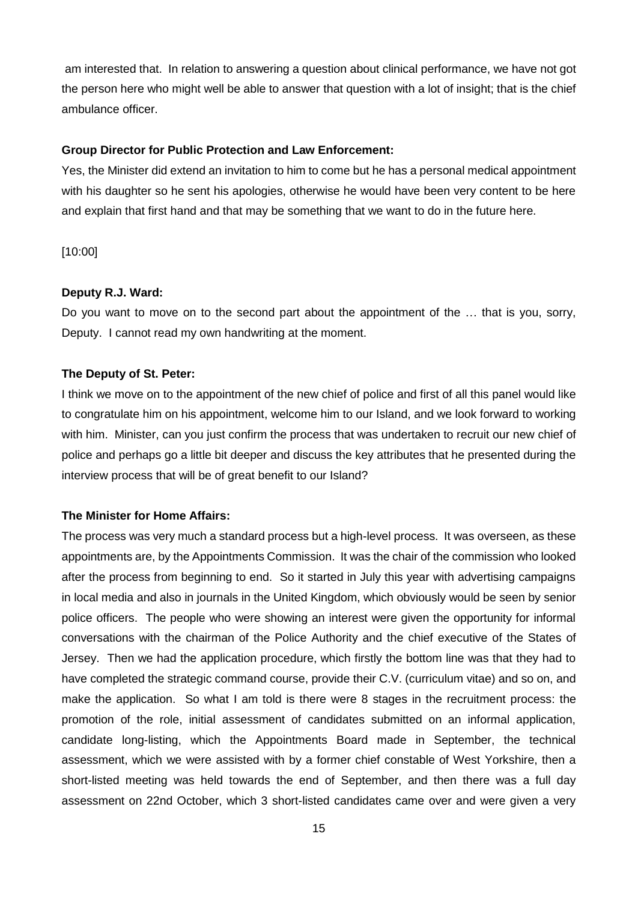am interested that. In relation to answering a question about clinical performance, we have not got the person here who might well be able to answer that question with a lot of insight; that is the chief ambulance officer.

**Group Director for Public Protection and Law Enforcement:**

Yes, the Minister did extend an invitation to him to come but he has a personal medical appointment with his daughter so he sent his apologies, otherwise he would have been very content to be here and explain that first hand and that may be something that we want to do in the future here.

[10:00]

**Deputy R.J. Ward:**

Do you want to move on to the second part about the appointment of the … that is you, sorry, Deputy. I cannot read my own handwriting at the moment.

**The Deputy of St. Peter:**

I think we move on to the appointment of the new chief of police and first of all this panel would like to congratulate him on his appointment, welcome him to our Island, and we look forward to working with him. Minister, can you just confirm the process that was undertaken to recruit our new chief of police and perhaps go a little bit deeper and discuss the key attributes that he presented during the interview process that will be of great benefit to our Island?

**The Minister for Home Affairs:**

The process was very much a standard process but a high-level process. It was overseen, as these appointments are, by the Appointments Commission. It was the chair of the commission who looked after the process from beginning to end. So it started in July this year with advertising campaigns in local media and also in journals in the United Kingdom, which obviously would be seen by senior police officers. The people who were showing an interest were given the opportunity for informal conversations with the chairman of the Police Authority and the chief executive of the States of Jersey. Then we had the application procedure, which firstly the bottom line was that they had to have completed the strategic command course, provide their C.V. (curriculum vitae) and so on, and make the application. So what I am told is there were 8 stages in the recruitment process: the promotion of the role, initial assessment of candidates submitted on an informal application, candidate long-listing, which the Appointments Board made in September, the technical assessment, which we were assisted with by a former chief constable of West Yorkshire, then a short-listed meeting was held towards the end of September, and then there was a full day assessment on 22nd October, which 3 short-listed candidates came over and were given a very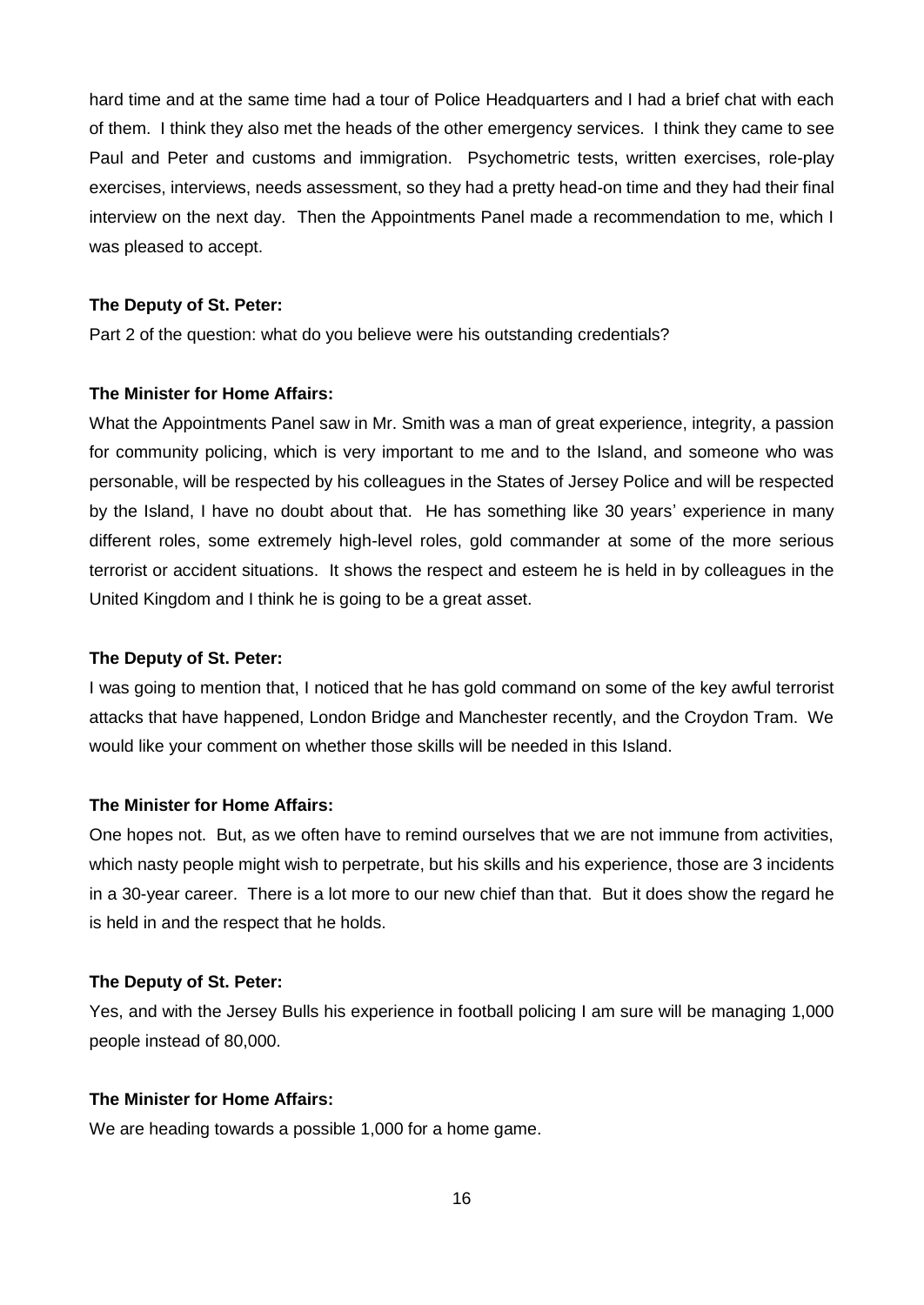hard time and at the same time had a tour of Police Headquarters and I had a brief chat with each of them. I think they also met the heads of the other emergency services. I think they came to see Paul and Peter and customs and immigration. Psychometric tests, written exercises, role-play exercises, interviews, needs assessment, so they had a pretty head-on time and they had their final interview on the next day. Then the Appointments Panel made a recommendation to me, which I was pleased to accept.

**The Deputy of St. Peter:**

Part 2 of the question: what do you believe were his outstanding credentials?

**The Minister for Home Affairs:**

What the Appointments Panel saw in Mr. Smith was a man of great experience, integrity, a passion for community policing, which is very important to me and to the Island, and someone who was personable, will be respected by his colleagues in the States of Jersey Police and will be respected by the Island, I have no doubt about that. He has something like 30 years' experience in many different roles, some extremely high-level roles, gold commander at some of the more serious terrorist or accident situations. It shows the respect and esteem he is held in by colleagues in the United Kingdom and I think he is going to be a great asset.

**The Deputy of St. Peter:**

I was going to mention that, I noticed that he has gold command on some of the key awful terrorist attacks that have happened, London Bridge and Manchester recently, and the Croydon Tram. We would like your comment on whether those skills will be needed in this Island.

**The Minister for Home Affairs:**

One hopes not. But, as we often have to remind ourselves that we are not immune from activities, which nasty people might wish to perpetrate, but his skills and his experience, those are 3 incidents in a 30-year career. There is a lot more to our new chief than that. But it does show the regard he is held in and the respect that he holds.

**The Deputy of St. Peter:**

Yes, and with the Jersey Bulls his experience in football policing I am sure will be managing 1,000 people instead of 80,000.

**The Minister for Home Affairs:**

We are heading towards a possible 1,000 for a home game.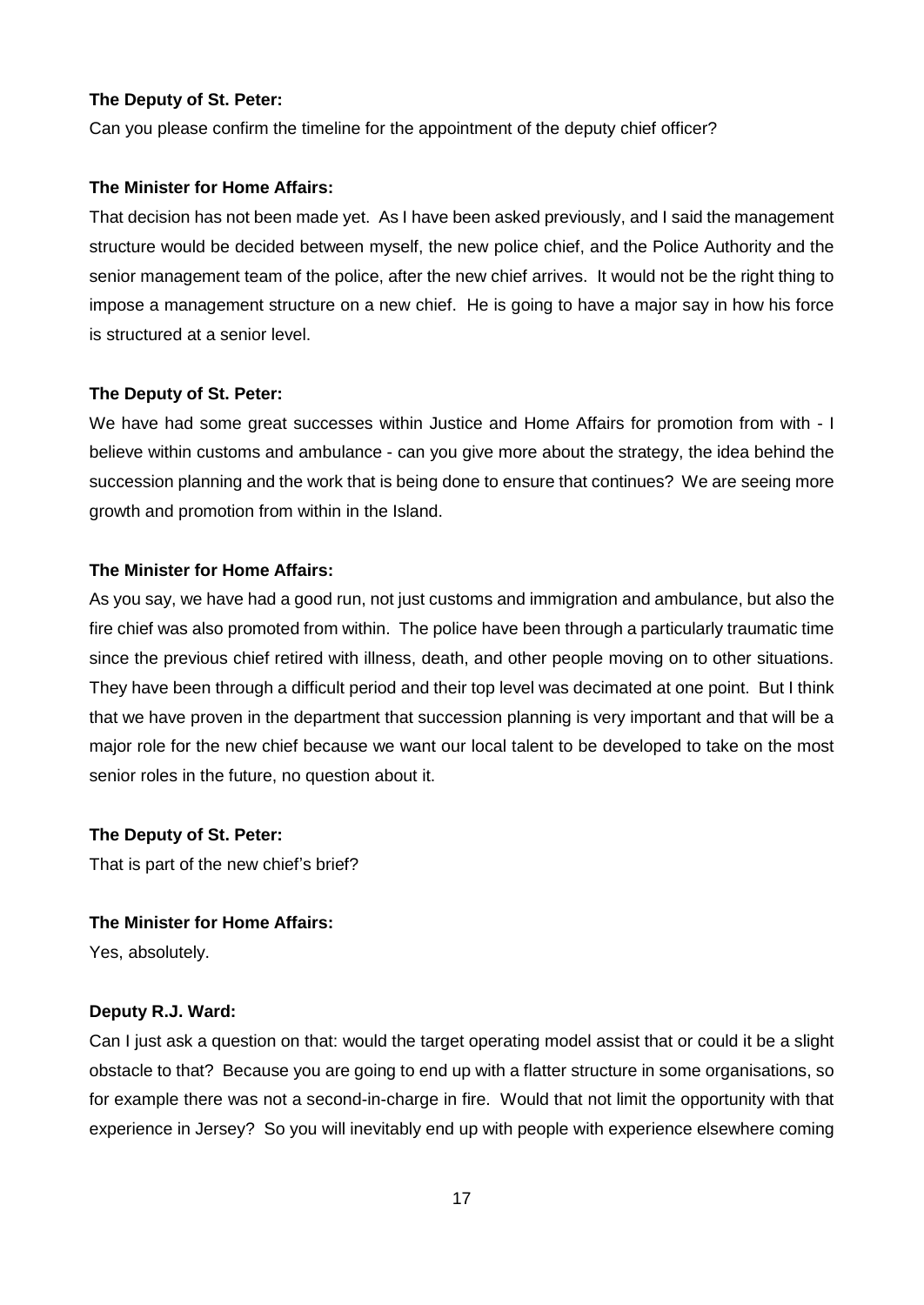**The Deputy of St. Peter:**

Can you please confirm the timeline for the appointment of the deputy chief officer?

**The Minister for Home Affairs:**

That decision has not been made yet. As I have been asked previously, and I said the management structure would be decided between myself, the new police chief, and the Police Authority and the senior management team of the police, after the new chief arrives. It would not be the right thing to impose a management structure on a new chief. He is going to have a major say in how his force is structured at a senior level.

**The Deputy of St. Peter:**

We have had some great successes within Justice and Home Affairs for promotion from with - I believe within customs and ambulance - can you give more about the strategy, the idea behind the succession planning and the work that is being done to ensure that continues? We are seeing more growth and promotion from within in the Island.

**The Minister for Home Affairs:**

As you say, we have had a good run, not just customs and immigration and ambulance, but also the fire chief was also promoted from within. The police have been through a particularly traumatic time since the previous chief retired with illness, death, and other people moving on to other situations. They have been through a difficult period and their top level was decimated at one point. But I think that we have proven in the department that succession planning is very important and that will be a major role for the new chief because we want our local talent to be developed to take on the most senior roles in the future, no question about it.

**The Deputy of St. Peter:**

That is part of the new chief's brief?

**The Minister for Home Affairs:**

Yes, absolutely.

**Deputy R.J. Ward:**

Can I just ask a question on that: would the target operating model assist that or could it be a slight obstacle to that? Because you are going to end up with a flatter structure in some organisations, so for example there was not a second-in-charge in fire. Would that not limit the opportunity with that experience in Jersey? So you will inevitably end up with people with experience elsewhere coming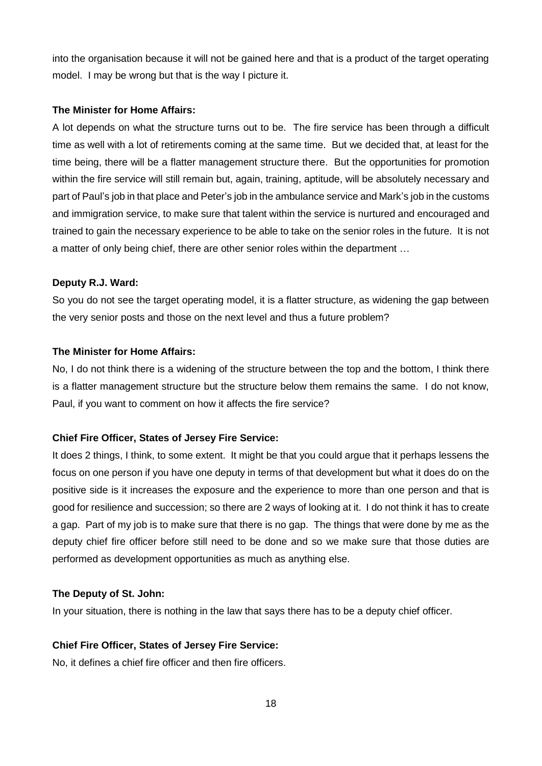into the organisation because it will not be gained here and that is a product of the target operating model. I may be wrong but that is the way I picture it.

**The Minister for Home Affairs:**

A lot depends on what the structure turns out to be. The fire service has been through a difficult time as well with a lot of retirements coming at the same time. But we decided that, at least for the time being, there will be a flatter management structure there. But the opportunities for promotion within the fire service will still remain but, again, training, aptitude, will be absolutely necessary and part of Paul's job in that place and Peter's job in the ambulance service and Mark's job in the customs and immigration service, to make sure that talent within the service is nurtured and encouraged and trained to gain the necessary experience to be able to take on the senior roles in the future. It is not a matter of only being chief, there are other senior roles within the department …

**Deputy R.J. Ward:**

So you do not see the target operating model, it is a flatter structure, as widening the gap between the very senior posts and those on the next level and thus a future problem?

**The Minister for Home Affairs:**

No, I do not think there is a widening of the structure between the top and the bottom, I think there is a flatter management structure but the structure below them remains the same. I do not know, Paul, if you want to comment on how it affects the fire service?

**Chief Fire Officer, States of Jersey Fire Service:**

It does 2 things, I think, to some extent. It might be that you could argue that it perhaps lessens the focus on one person if you have one deputy in terms of that development but what it does do on the positive side is it increases the exposure and the experience to more than one person and that is good for resilience and succession; so there are 2 ways of looking at it. I do not think it has to create a gap. Part of my job is to make sure that there is no gap. The things that were done by me as the deputy chief fire officer before still need to be done and so we make sure that those duties are performed as development opportunities as much as anything else.

**The Deputy of St. John:**

In your situation, there is nothing in the law that says there has to be a deputy chief officer.

**Chief Fire Officer, States of Jersey Fire Service:**

No, it defines a chief fire officer and then fire officers.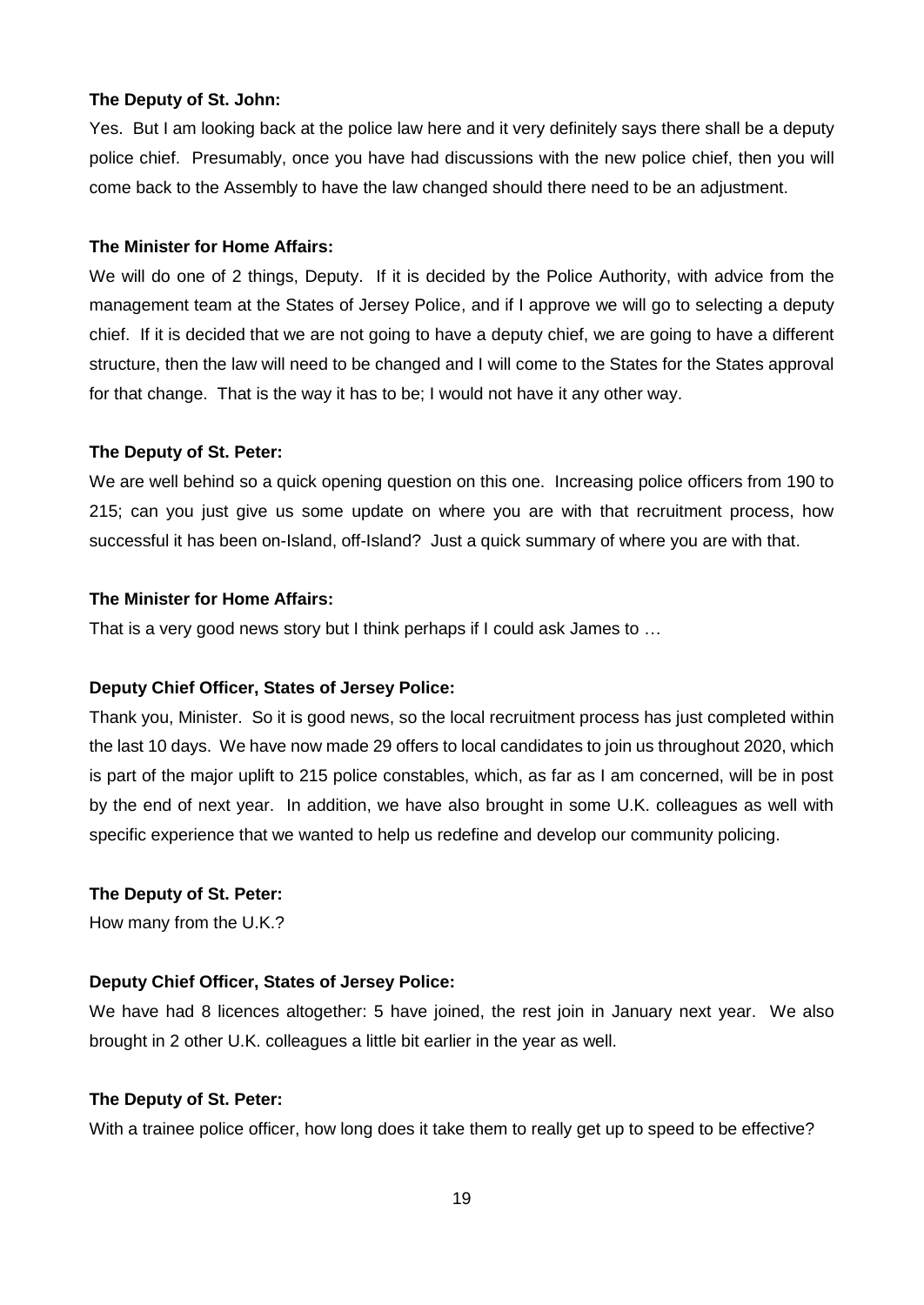**The Deputy of St. John:**

Yes. But I am looking back at the police law here and it very definitely says there shall be a deputy police chief. Presumably, once you have had discussions with the new police chief, then you will come back to the Assembly to have the law changed should there need to be an adjustment.

**The Minister for Home Affairs:**

We will do one of 2 things, Deputy. If it is decided by the Police Authority, with advice from the management team at the States of Jersey Police, and if I approve we will go to selecting a deputy chief. If it is decided that we are not going to have a deputy chief, we are going to have a different structure, then the law will need to be changed and I will come to the States for the States approval for that change. That is the way it has to be; I would not have it any other way.

**The Deputy of St. Peter:**

We are well behind so a quick opening question on this one. Increasing police officers from 190 to 215; can you just give us some update on where you are with that recruitment process, how successful it has been on-Island, off-Island? Just a quick summary of where you are with that.

**The Minister for Home Affairs:**

That is a very good news story but I think perhaps if I could ask James to …

**Deputy Chief Officer, States of Jersey Police:**

Thank you, Minister. So it is good news, so the local recruitment process has just completed within the last 10 days. We have now made 29 offers to local candidates to join us throughout 2020, which is part of the major uplift to 215 police constables, which, as far as I am concerned, will be in post by the end of next year. In addition, we have also brought in some U.K. colleagues as well with specific experience that we wanted to help us redefine and develop our community policing.

**The Deputy of St. Peter:**

How many from the U.K.?

**Deputy Chief Officer, States of Jersey Police:**

We have had 8 licences altogether: 5 have joined, the rest join in January next year. We also brought in 2 other U.K. colleagues a little bit earlier in the year as well.

**The Deputy of St. Peter:**

With a trainee police officer, how long does it take them to really get up to speed to be effective?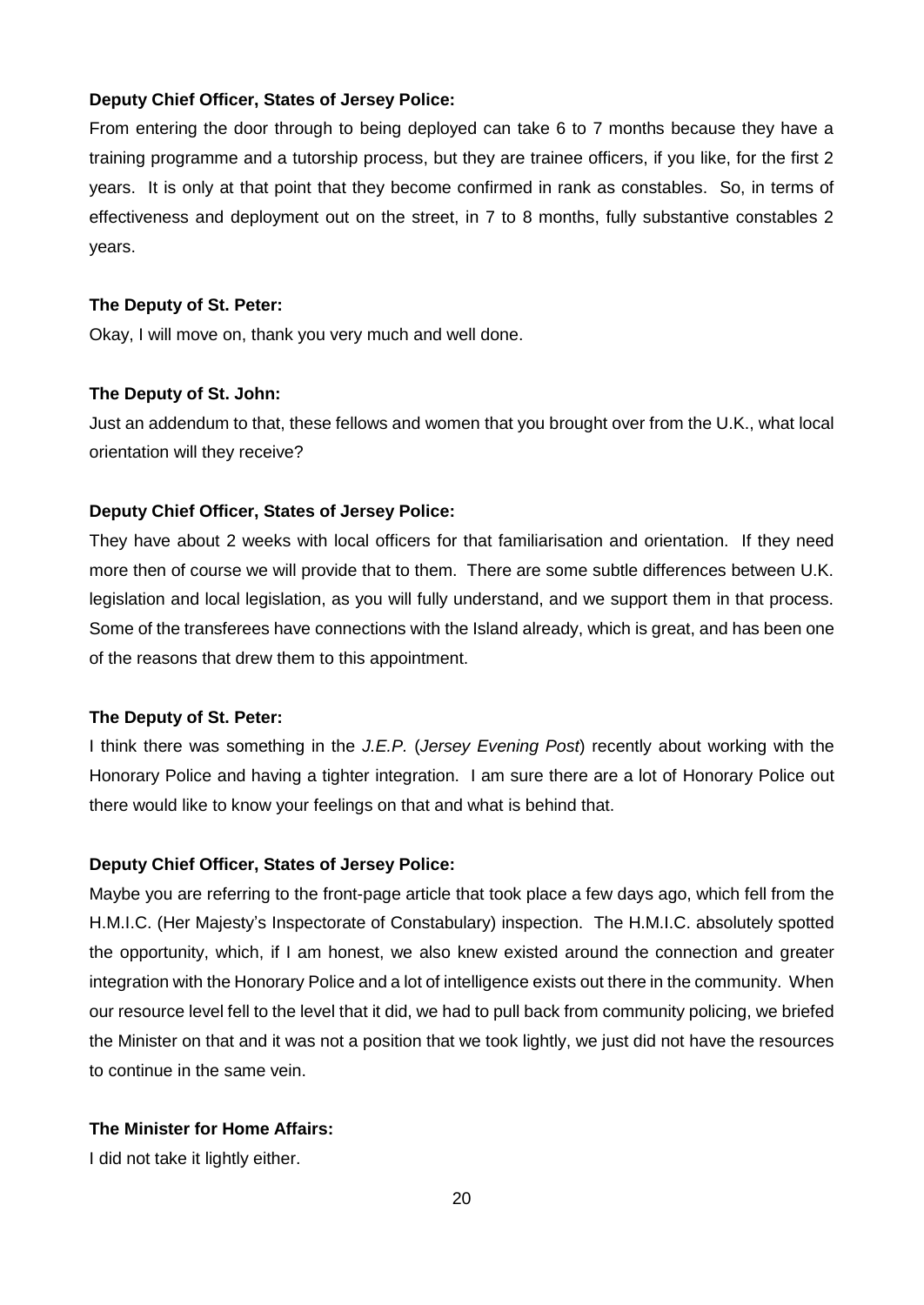**Deputy Chief Officer, States of Jersey Police:**

From entering the door through to being deployed can take 6 to 7 months because they have a training programme and a tutorship process, but they are trainee officers, if you like, for the first 2 years. It is only at that point that they become confirmed in rank as constables. So, in terms of effectiveness and deployment out on the street, in 7 to 8 months, fully substantive constables 2 years.

**The Deputy of St. Peter:**

Okay, I will move on, thank you very much and well done.

**The Deputy of St. John:**

Just an addendum to that, these fellows and women that you brought over from the U.K., what local orientation will they receive?

**Deputy Chief Officer, States of Jersey Police:**

They have about 2 weeks with local officers for that familiarisation and orientation. If they need more then of course we will provide that to them. There are some subtle differences between U.K. legislation and local legislation, as you will fully understand, and we support them in that process. Some of the transferees have connections with the Island already, which is great, and has been one of the reasons that drew them to this appointment.

**The Deputy of St. Peter:**

I think there was something in the *J.E.P.* (*Jersey Evening Post*) recently about working with the Honorary Police and having a tighter integration. I am sure there are a lot of Honorary Police out there would like to know your feelings on that and what is behind that.

**Deputy Chief Officer, States of Jersey Police:**

Maybe you are referring to the front-page article that took place a few days ago, which fell from the H.M.I.C. (Her Majesty's Inspectorate of Constabulary) inspection. The H.M.I.C. absolutely spotted the opportunity, which, if I am honest, we also knew existed around the connection and greater integration with the Honorary Police and a lot of intelligence exists out there in the community. When our resource level fell to the level that it did, we had to pull back from community policing, we briefed the Minister on that and it was not a position that we took lightly, we just did not have the resources to continue in the same vein.

**The Minister for Home Affairs:**

I did not take it lightly either.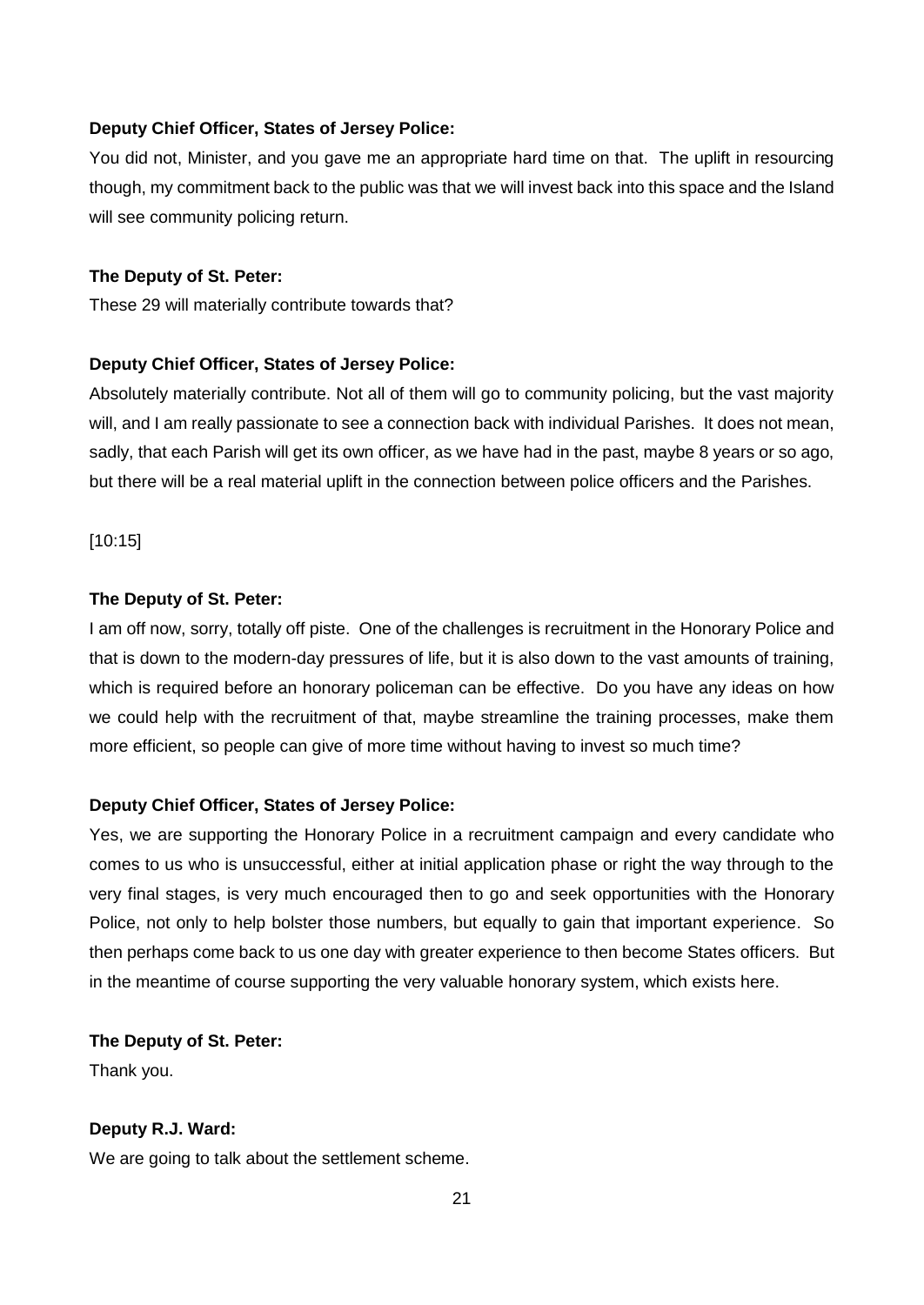**Deputy Chief Officer, States of Jersey Police:**

You did not, Minister, and you gave me an appropriate hard time on that. The uplift in resourcing though, my commitment back to the public was that we will invest back into this space and the Island will see community policing return.

**The Deputy of St. Peter:**

These 29 will materially contribute towards that?

**Deputy Chief Officer, States of Jersey Police:**

Absolutely materially contribute. Not all of them will go to community policing, but the vast majority will, and I am really passionate to see a connection back with individual Parishes. It does not mean, sadly, that each Parish will get its own officer, as we have had in the past, maybe 8 years or so ago, but there will be a real material uplift in the connection between police officers and the Parishes.

[10:15]

**The Deputy of St. Peter:**

I am off now, sorry, totally off piste. One of the challenges is recruitment in the Honorary Police and that is down to the modern-day pressures of life, but it is also down to the vast amounts of training, which is required before an honorary policeman can be effective. Do you have any ideas on how we could help with the recruitment of that, maybe streamline the training processes, make them more efficient, so people can give of more time without having to invest so much time?

**Deputy Chief Officer, States of Jersey Police:**

Yes, we are supporting the Honorary Police in a recruitment campaign and every candidate who comes to us who is unsuccessful, either at initial application phase or right the way through to the very final stages, is very much encouraged then to go and seek opportunities with the Honorary Police, not only to help bolster those numbers, but equally to gain that important experience. So then perhaps come back to us one day with greater experience to then become States officers. But in the meantime of course supporting the very valuable honorary system, which exists here.

**The Deputy of St. Peter:**

Thank you.

**Deputy R.J. Ward:**

We are going to talk about the settlement scheme.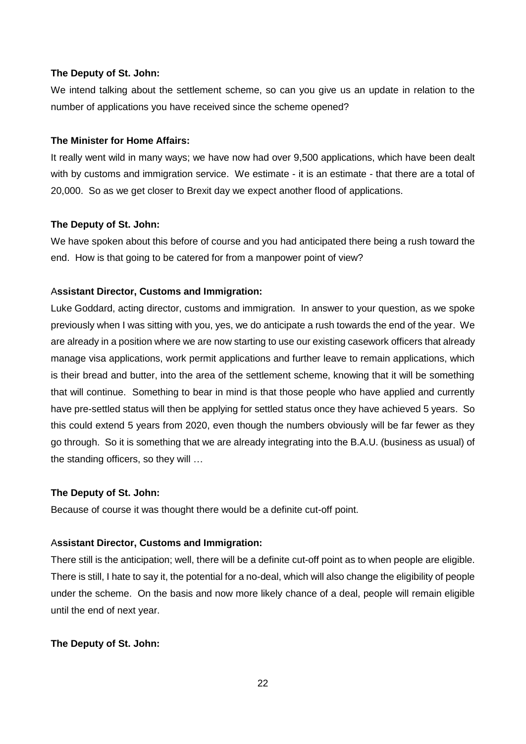**The Deputy of St. John:**

We intend talking about the settlement scheme, so can you give us an update in relation to the number of applications you have received since the scheme opened?

**The Minister for Home Affairs:**

It really went wild in many ways; we have now had over 9,500 applications, which have been dealt with by customs and immigration service. We estimate - it is an estimate - that there are a total of 20,000. So as we get closer to Brexit day we expect another flood of applications.

**The Deputy of St. John:**

We have spoken about this before of course and you had anticipated there being a rush toward the end. How is that going to be catered for from a manpower point of view?

**Assistant Director, Customs and Immigration:**

Luke Goddard, acting director, customs and immigration. In answer to your question, as we spoke previously when I was sitting with you, yes, we do anticipate a rush towards the end of the year. We are already in a position where we are now starting to use our existing casework officers that already manage visa applications, work permit applications and further leave to remain applications, which is their bread and butter, into the area of the settlement scheme, knowing that it will be something that will continue. Something to bear in mind is that those people who have applied and currently have pre-settled status will then be applying for settled status once they have achieved 5 years. So this could extend 5 years from 2020, even though the numbers obviously will be far fewer as they go through. So it is something that we are already integrating into the B.A.U. (business as usual) of the standing officers, so they will …

**The Deputy of St. John:**

Because of course it was thought there would be a definite cut-off point.

**Assistant Director, Customs and Immigration:**

There still is the anticipation; well, there will be a definite cut-off point as to when people are eligible. There is still, I hate to say it, the potential for a no-deal, which will also change the eligibility of people under the scheme. On the basis and now more likely chance of a deal, people will remain eligible until the end of next year.

**The Deputy of St. John:**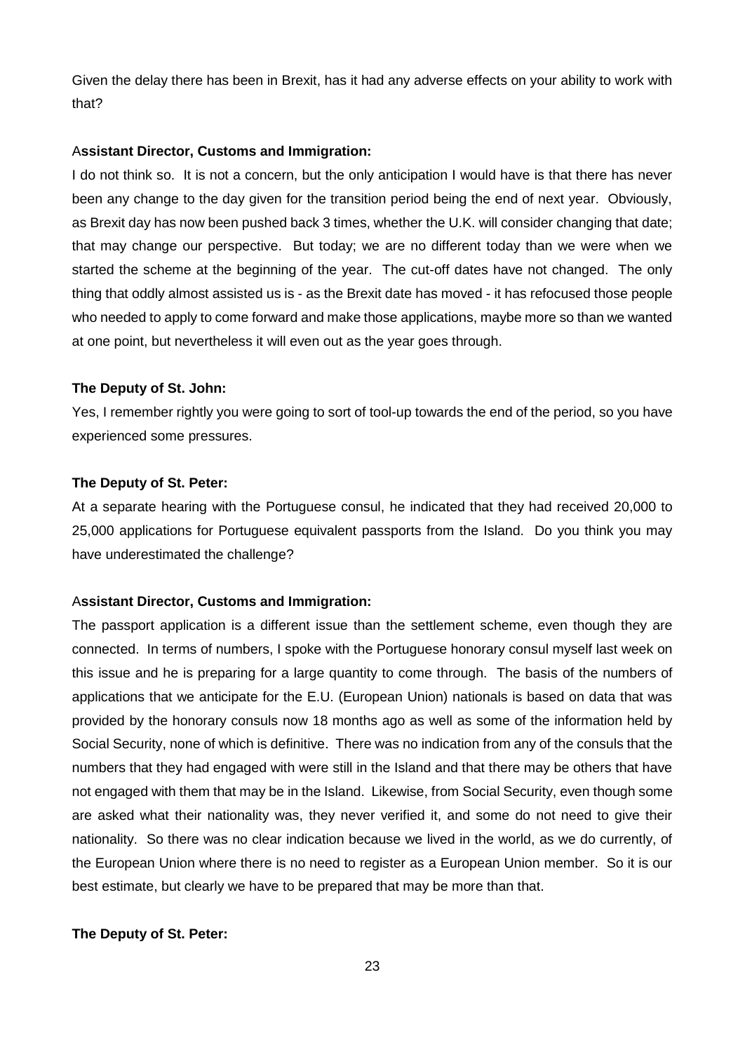Given the delay there has been in Brexit, has it had any adverse effects on your ability to work with that?

**Assistant Director, Customs and Immigration:**

I do not think so. It is not a concern, but the only anticipation I would have is that there has never been any change to the day given for the transition period being the end of next year. Obviously, as Brexit day has now been pushed back 3 times, whether the U.K. will consider changing that date; that may change our perspective. But today; we are no different today than we were when we started the scheme at the beginning of the year. The cut-off dates have not changed. The only thing that oddly almost assisted us is - as the Brexit date has moved - it has refocused those people who needed to apply to come forward and make those applications, maybe more so than we wanted at one point, but nevertheless it will even out as the year goes through.

**The Deputy of St. John:**

Yes, I remember rightly you were going to sort of tool-up towards the end of the period, so you have experienced some pressures.

**The Deputy of St. Peter:**

At a separate hearing with the Portuguese consul, he indicated that they had received 20,000 to 25,000 applications for Portuguese equivalent passports from the Island. Do you think you may have underestimated the challenge?

**Assistant Director, Customs and Immigration:**

The passport application is a different issue than the settlement scheme, even though they are connected. In terms of numbers, I spoke with the Portuguese honorary consul myself last week on this issue and he is preparing for a large quantity to come through. The basis of the numbers of applications that we anticipate for the E.U. (European Union) nationals is based on data that was provided by the honorary consuls now 18 months ago as well as some of the information held by Social Security, none of which is definitive. There was no indication from any of the consuls that the numbers that they had engaged with were still in the Island and that there may be others that have not engaged with them that may be in the Island. Likewise, from Social Security, even though some are asked what their nationality was, they never verified it, and some do not need to give their nationality. So there was no clear indication because we lived in the world, as we do currently, of the European Union where there is no need to register as a European Union member. So it is our best estimate, but clearly we have to be prepared that may be more than that.

**The Deputy of St. Peter:**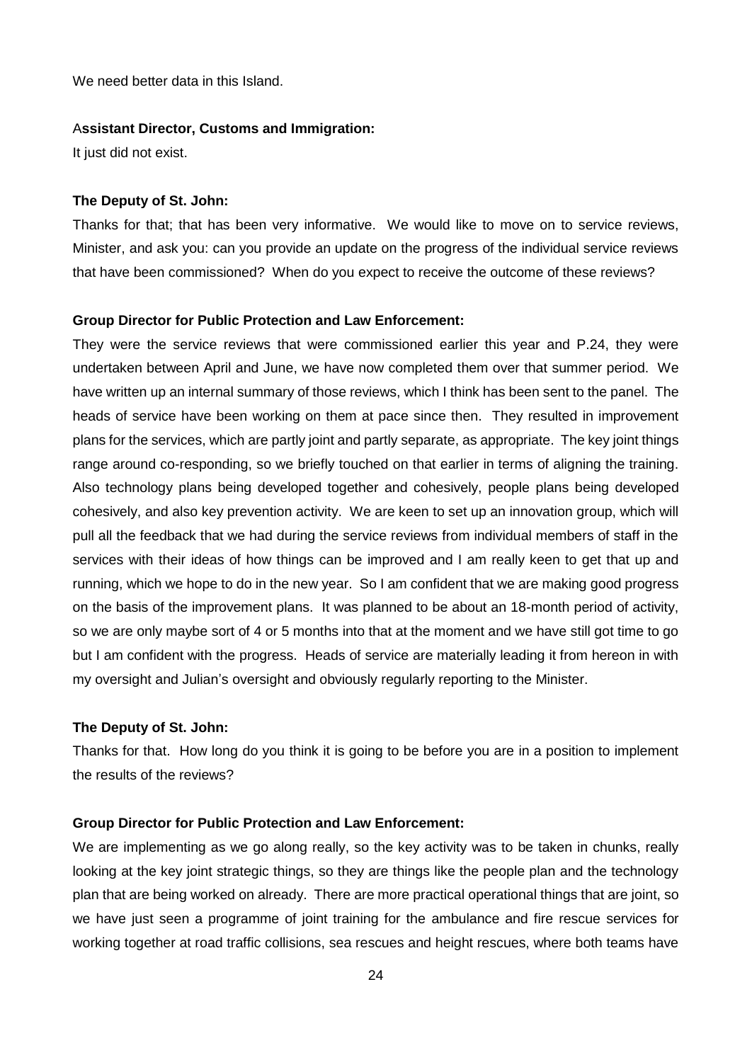We need better data in this Island.

**Assistant Director, Customs and Immigration:**

It just did not exist.

**The Deputy of St. John:**

Thanks for that; that has been very informative. We would like to move on to service reviews, Minister, and ask you: can you provide an update on the progress of the individual service reviews that have been commissioned? When do you expect to receive the outcome of these reviews?

**Group Director for Public Protection and Law Enforcement:**

They were the service reviews that were commissioned earlier this year and P.24, they were undertaken between April and June, we have now completed them over that summer period. We have written up an internal summary of those reviews, which I think has been sent to the panel. The heads of service have been working on them at pace since then. They resulted in improvement plans for the services, which are partly joint and partly separate, as appropriate. The key joint things range around co-responding, so we briefly touched on that earlier in terms of aligning the training. Also technology plans being developed together and cohesively, people plans being developed cohesively, and also key prevention activity. We are keen to set up an innovation group, which will pull all the feedback that we had during the service reviews from individual members of staff in the services with their ideas of how things can be improved and I am really keen to get that up and running, which we hope to do in the new year. So I am confident that we are making good progress on the basis of the improvement plans. It was planned to be about an 18-month period of activity, so we are only maybe sort of 4 or 5 months into that at the moment and we have still got time to go but I am confident with the progress. Heads of service are materially leading it from hereon in with my oversight and Julian's oversight and obviously regularly reporting to the Minister.

**The Deputy of St. John:**

Thanks for that. How long do you think it is going to be before you are in a position to implement the results of the reviews?

**Group Director for Public Protection and Law Enforcement:**

We are implementing as we go along really, so the key activity was to be taken in chunks, really looking at the key joint strategic things, so they are things like the people plan and the technology plan that are being worked on already. There are more practical operational things that are joint, so we have just seen a programme of joint training for the ambulance and fire rescue services for working together at road traffic collisions, sea rescues and height rescues, where both teams have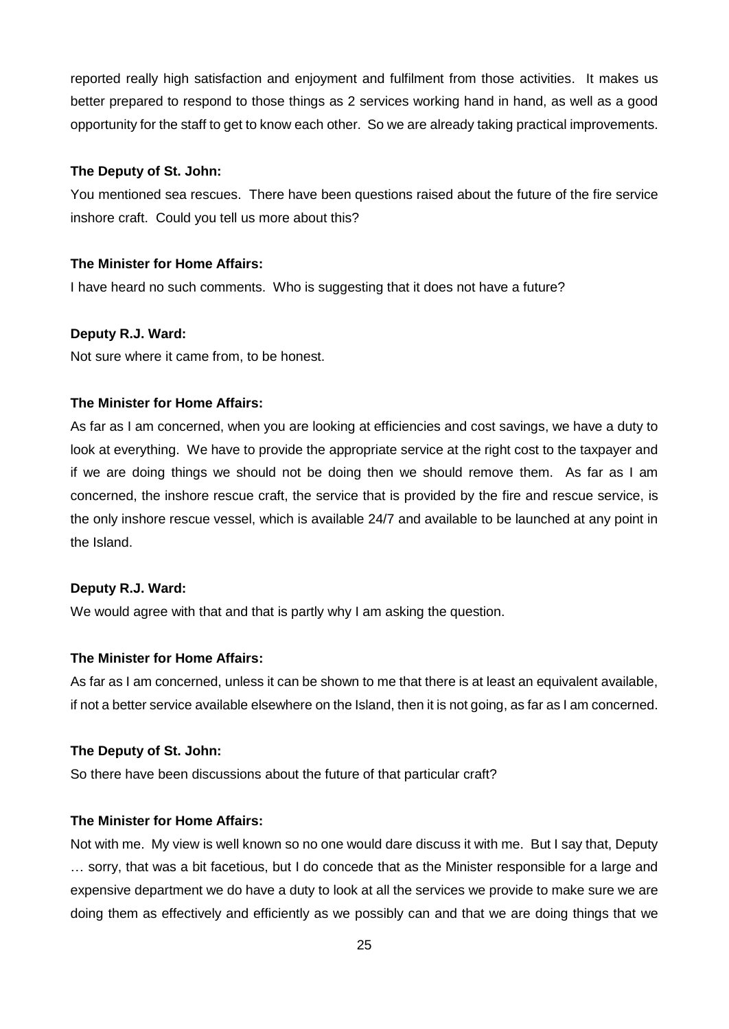reported really high satisfaction and enjoyment and fulfilment from those activities. It makes us better prepared to respond to those things as 2 services working hand in hand, as well as a good opportunity for the staff to get to know each other. So we are already taking practical improvements.

**The Deputy of St. John:**

You mentioned sea rescues. There have been questions raised about the future of the fire service inshore craft. Could you tell us more about this?

**The Minister for Home Affairs:**

I have heard no such comments. Who is suggesting that it does not have a future?

**Deputy R.J. Ward:**

Not sure where it came from, to be honest.

**The Minister for Home Affairs:**

As far as I am concerned, when you are looking at efficiencies and cost savings, we have a duty to look at everything. We have to provide the appropriate service at the right cost to the taxpayer and if we are doing things we should not be doing then we should remove them. As far as I am concerned, the inshore rescue craft, the service that is provided by the fire and rescue service, is the only inshore rescue vessel, which is available 24/7 and available to be launched at any point in the Island.

**Deputy R.J. Ward:**

We would agree with that and that is partly why I am asking the question.

**The Minister for Home Affairs:**

As far as I am concerned, unless it can be shown to me that there is at least an equivalent available, if not a better service available elsewhere on the Island, then it is not going, as far as I am concerned.

**The Deputy of St. John:**

So there have been discussions about the future of that particular craft?

**The Minister for Home Affairs:**

Not with me. My view is well known so no one would dare discuss it with me. But I say that, Deputy … sorry, that was a bit facetious, but I do concede that as the Minister responsible for a large and expensive department we do have a duty to look at all the services we provide to make sure we are doing them as effectively and efficiently as we possibly can and that we are doing things that we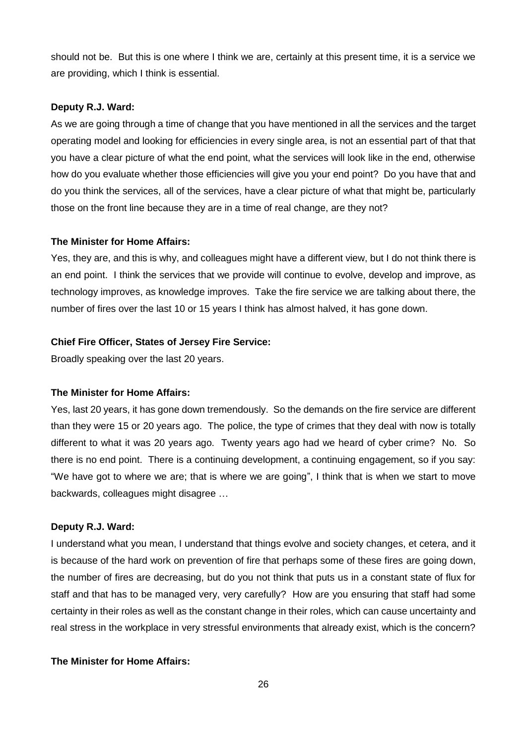should not be. But this is one where I think we are, certainly at this present time, it is a service we are providing, which I think is essential.

**Deputy R.J. Ward:**

As we are going through a time of change that you have mentioned in all the services and the target operating model and looking for efficiencies in every single area, is not an essential part of that that you have a clear picture of what the end point, what the services will look like in the end, otherwise how do you evaluate whether those efficiencies will give you your end point? Do you have that and do you think the services, all of the services, have a clear picture of what that might be, particularly those on the front line because they are in a time of real change, are they not?

**The Minister for Home Affairs:**

Yes, they are, and this is why, and colleagues might have a different view, but I do not think there is an end point. I think the services that we provide will continue to evolve, develop and improve, as technology improves, as knowledge improves. Take the fire service we are talking about there, the number of fires over the last 10 or 15 years I think has almost halved, it has gone down.

**Chief Fire Officer, States of Jersey Fire Service:**

Broadly speaking over the last 20 years.

**The Minister for Home Affairs:**

Yes, last 20 years, it has gone down tremendously. So the demands on the fire service are different than they were 15 or 20 years ago. The police, the type of crimes that they deal with now is totally different to what it was 20 years ago. Twenty years ago had we heard of cyber crime? No. So there is no end point. There is a continuing development, a continuing engagement, so if you say: "We have got to where we are; that is where we are going", I think that is when we start to move backwards, colleagues might disagree …

**Deputy R.J. Ward:**

I understand what you mean, I understand that things evolve and society changes, et cetera, and it is because of the hard work on prevention of fire that perhaps some of these fires are going down, the number of fires are decreasing, but do you not think that puts us in a constant state of flux for staff and that has to be managed very, very carefully? How are you ensuring that staff had some certainty in their roles as well as the constant change in their roles, which can cause uncertainty and real stress in the workplace in very stressful environments that already exist, which is the concern?

**The Minister for Home Affairs:**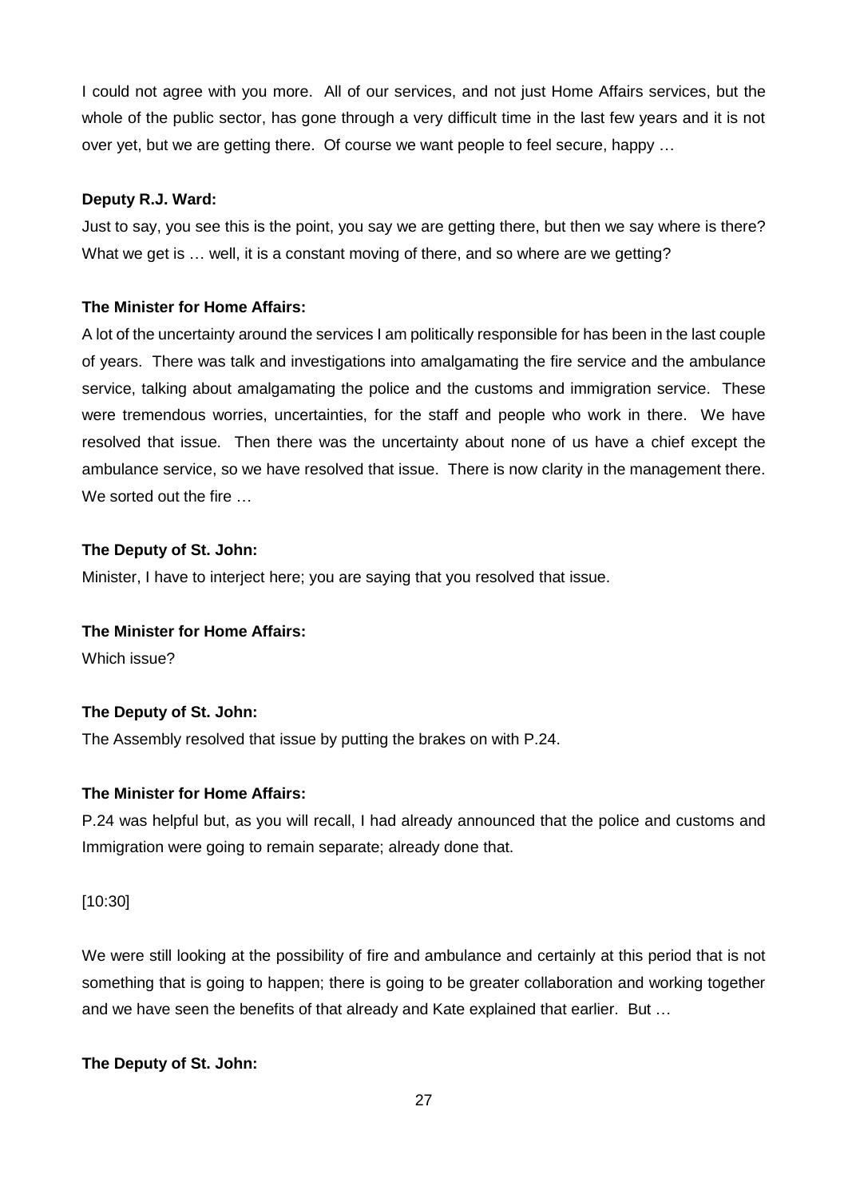I could not agree with you more. All of our services, and not just Home Affairs services, but the whole of the public sector, has gone through a very difficult time in the last few years and it is not over yet, but we are getting there. Of course we want people to feel secure, happy …

**Deputy R.J. Ward:**

Just to say, you see this is the point, you say we are getting there, but then we say where is there? What we get is … well, it is a constant moving of there, and so where are we getting?

**The Minister for Home Affairs:**

A lot of the uncertainty around the services I am politically responsible for has been in the last couple of years. There was talk and investigations into amalgamating the fire service and the ambulance service, talking about amalgamating the police and the customs and immigration service. These were tremendous worries, uncertainties, for the staff and people who work in there. We have resolved that issue. Then there was the uncertainty about none of us have a chief except the ambulance service, so we have resolved that issue. There is now clarity in the management there. We sorted out the fire …

**The Deputy of St. John:**

Minister, I have to interject here; you are saying that you resolved that issue.

**The Minister for Home Affairs:**

Which issue?

**The Deputy of St. John:**

The Assembly resolved that issue by putting the brakes on with P.24.

**The Minister for Home Affairs:**

P.24 was helpful but, as you will recall, I had already announced that the police and customs and Immigration were going to remain separate; already done that.

[10:30]

We were still looking at the possibility of fire and ambulance and certainly at this period that is not something that is going to happen; there is going to be greater collaboration and working together and we have seen the benefits of that already and Kate explained that earlier. But …

**The Deputy of St. John:**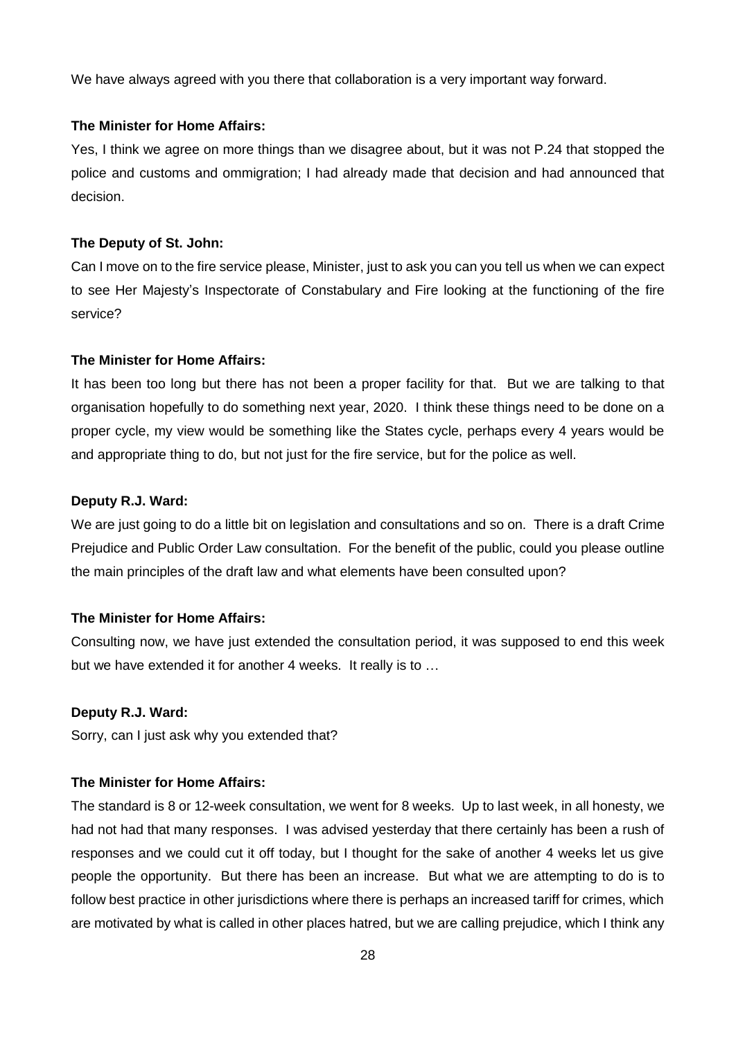We have always agreed with you there that collaboration is a very important way forward.

**The Minister for Home Affairs:**

Yes, I think we agree on more things than we disagree about, but it was not P.24 that stopped the police and customs and ommigration; I had already made that decision and had announced that decision.

**The Deputy of St. John:**

Can I move on to the fire service please, Minister, just to ask you can you tell us when we can expect to see Her Majesty's Inspectorate of Constabulary and Fire looking at the functioning of the fire service?

**The Minister for Home Affairs:**

It has been too long but there has not been a proper facility for that. But we are talking to that organisation hopefully to do something next year, 2020. I think these things need to be done on a proper cycle, my view would be something like the States cycle, perhaps every 4 years would be and appropriate thing to do, but not just for the fire service, but for the police as well.

**Deputy R.J. Ward:**

We are just going to do a little bit on legislation and consultations and so on. There is a draft Crime Prejudice and Public Order Law consultation. For the benefit of the public, could you please outline the main principles of the draft law and what elements have been consulted upon?

**The Minister for Home Affairs:**

Consulting now, we have just extended the consultation period, it was supposed to end this week but we have extended it for another 4 weeks. It really is to …

**Deputy R.J. Ward:**

Sorry, can I just ask why you extended that?

**The Minister for Home Affairs:**

The standard is 8 or 12-week consultation, we went for 8 weeks. Up to last week, in all honesty, we had not had that many responses. I was advised yesterday that there certainly has been a rush of responses and we could cut it off today, but I thought for the sake of another 4 weeks let us give people the opportunity. But there has been an increase. But what we are attempting to do is to follow best practice in other jurisdictions where there is perhaps an increased tariff for crimes, which are motivated by what is called in other places hatred, but we are calling prejudice, which I think any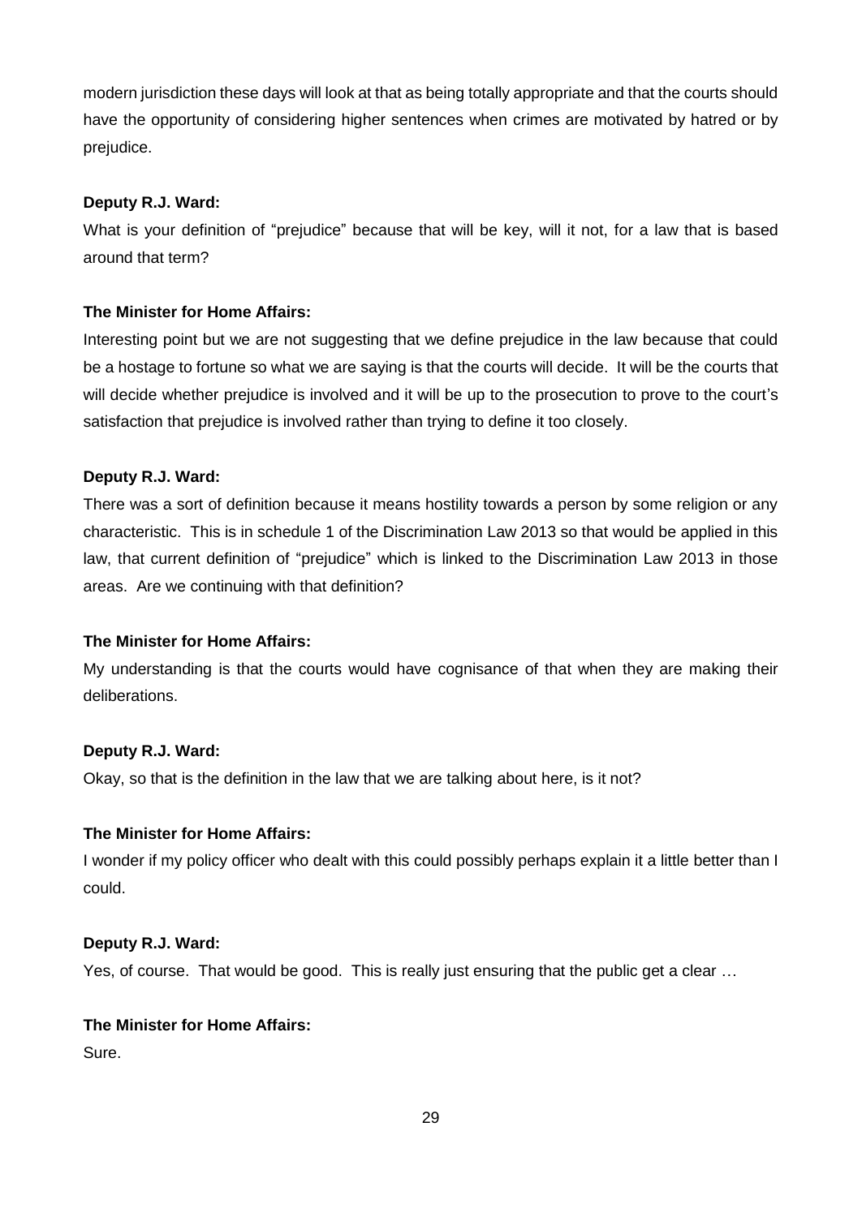modern jurisdiction these days will look at that as being totally appropriate and that the courts should have the opportunity of considering higher sentences when crimes are motivated by hatred or by prejudice.

**Deputy R.J. Ward:**

What is your definition of "prejudice" because that will be key, will it not, for a law that is based around that term?

**The Minister for Home Affairs:**

Interesting point but we are not suggesting that we define prejudice in the law because that could be a hostage to fortune so what we are saying is that the courts will decide. It will be the courts that will decide whether prejudice is involved and it will be up to the prosecution to prove to the court's satisfaction that prejudice is involved rather than trying to define it too closely.

**Deputy R.J. Ward:**

There was a sort of definition because it means hostility towards a person by some religion or any characteristic. This is in schedule 1 of the Discrimination Law 2013 so that would be applied in this law, that current definition of "prejudice" which is linked to the Discrimination Law 2013 in those areas. Are we continuing with that definition?

**The Minister for Home Affairs:**

My understanding is that the courts would have cognisance of that when they are making their deliberations.

**Deputy R.J. Ward:**

Okay, so that is the definition in the law that we are talking about here, is it not?

**The Minister for Home Affairs:**

I wonder if my policy officer who dealt with this could possibly perhaps explain it a little better than I could.

**Deputy R.J. Ward:**

Yes, of course. That would be good. This is really just ensuring that the public get a clear …

**The Minister for Home Affairs:**

Sure.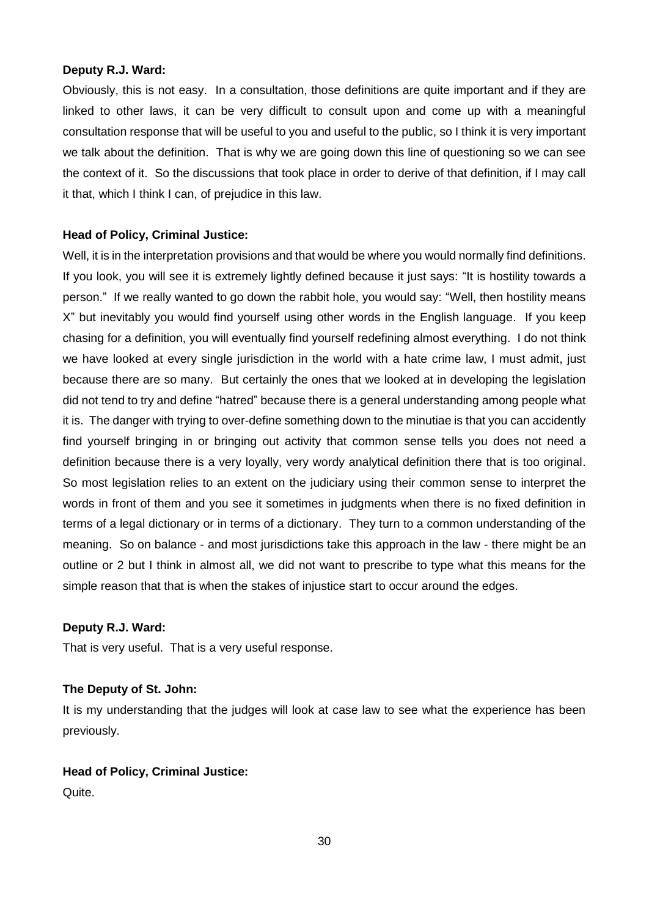**Deputy R.J. Ward:**

Obviously, this is not easy. In a consultation, those definitions are quite important and if they are linked to other laws, it can be very difficult to consult upon and come up with a meaningful consultation response that will be useful to you and useful to the public, so I think it is very important we talk about the definition. That is why we are going down this line of questioning so we can see the context of it. So the discussions that took place in order to derive of that definition, if I may call it that, which I think I can, of prejudice in this law.

**Head of Policy, Criminal Justice:**

Well, it is in the interpretation provisions and that would be where you would normally find definitions. If you look, you will see it is extremely lightly defined because it just says: "It is hostility towards a person." If we really wanted to go down the rabbit hole, you would say: "Well, then hostility means X" but inevitably you would find yourself using other words in the English language. If you keep chasing for a definition, you will eventually find yourself redefining almost everything. I do not think we have looked at every single jurisdiction in the world with a hate crime law, I must admit, just because there are so many. But certainly the ones that we looked at in developing the legislation did not tend to try and define "hatred" because there is a general understanding among people what it is. The danger with trying to over-define something down to the minutiae is that you can accidently find yourself bringing in or bringing out activity that common sense tells you does not need a definition because there is a very loyally, very wordy analytical definition there that is too original. So most legislation relies to an extent on the judiciary using their common sense to interpret the words in front of them and you see it sometimes in judgments when there is no fixed definition in terms of a legal dictionary or in terms of a dictionary. They turn to a common understanding of the meaning. So on balance - and most jurisdictions take this approach in the law - there might be an outline or 2 but I think in almost all, we did not want to prescribe to type what this means for the simple reason that that is when the stakes of injustice start to occur around the edges.

**Deputy R.J. Ward:**

That is very useful. That is a very useful response.

**The Deputy of St. John:**

It is my understanding that the judges will look at case law to see what the experience has been previously.

**Head of Policy, Criminal Justice:**

Quite.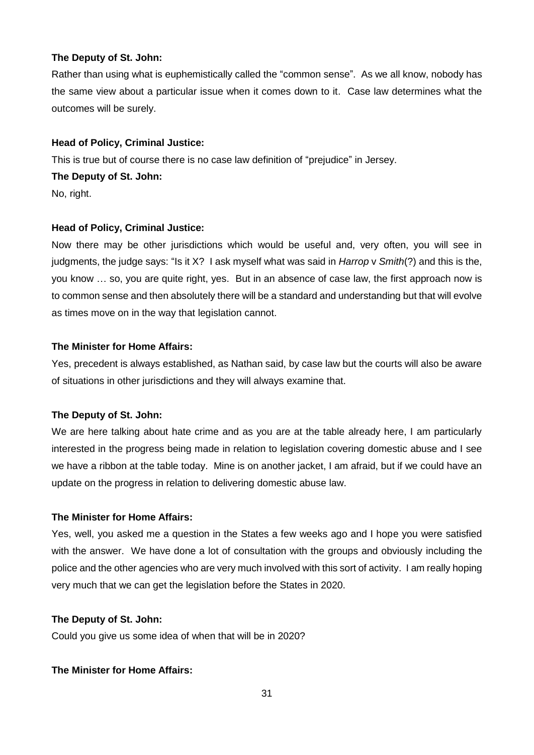**The Deputy of St. John:**

Rather than using what is euphemistically called the "common sense". As we all know, nobody has the same view about a particular issue when it comes down to it. Case law determines what the outcomes will be surely.

**Head of Policy, Criminal Justice:**

This is true but of course there is no case law definition of "prejudice" in Jersey.

**The Deputy of St. John:**

No, right.

**Head of Policy, Criminal Justice:**

Now there may be other jurisdictions which would be useful and, very often, you will see in judgments, the judge says: "Is it X? I ask myself what was said in *Harrop* v *Smith*(?) and this is the, you know … so, you are quite right, yes. But in an absence of case law, the first approach now is to common sense and then absolutely there will be a standard and understanding but that will evolve as times move on in the way that legislation cannot.

**The Minister for Home Affairs:**

Yes, precedent is always established, as Nathan said, by case law but the courts will also be aware of situations in other jurisdictions and they will always examine that.

**The Deputy of St. John:**

We are here talking about hate crime and as you are at the table already here, I am particularly interested in the progress being made in relation to legislation covering domestic abuse and I see we have a ribbon at the table today. Mine is on another jacket, I am afraid, but if we could have an update on the progress in relation to delivering domestic abuse law.

**The Minister for Home Affairs:**

Yes, well, you asked me a question in the States a few weeks ago and I hope you were satisfied with the answer. We have done a lot of consultation with the groups and obviously including the police and the other agencies who are very much involved with this sort of activity. I am really hoping very much that we can get the legislation before the States in 2020.

**The Deputy of St. John:**

Could you give us some idea of when that will be in 2020?

**The Minister for Home Affairs:**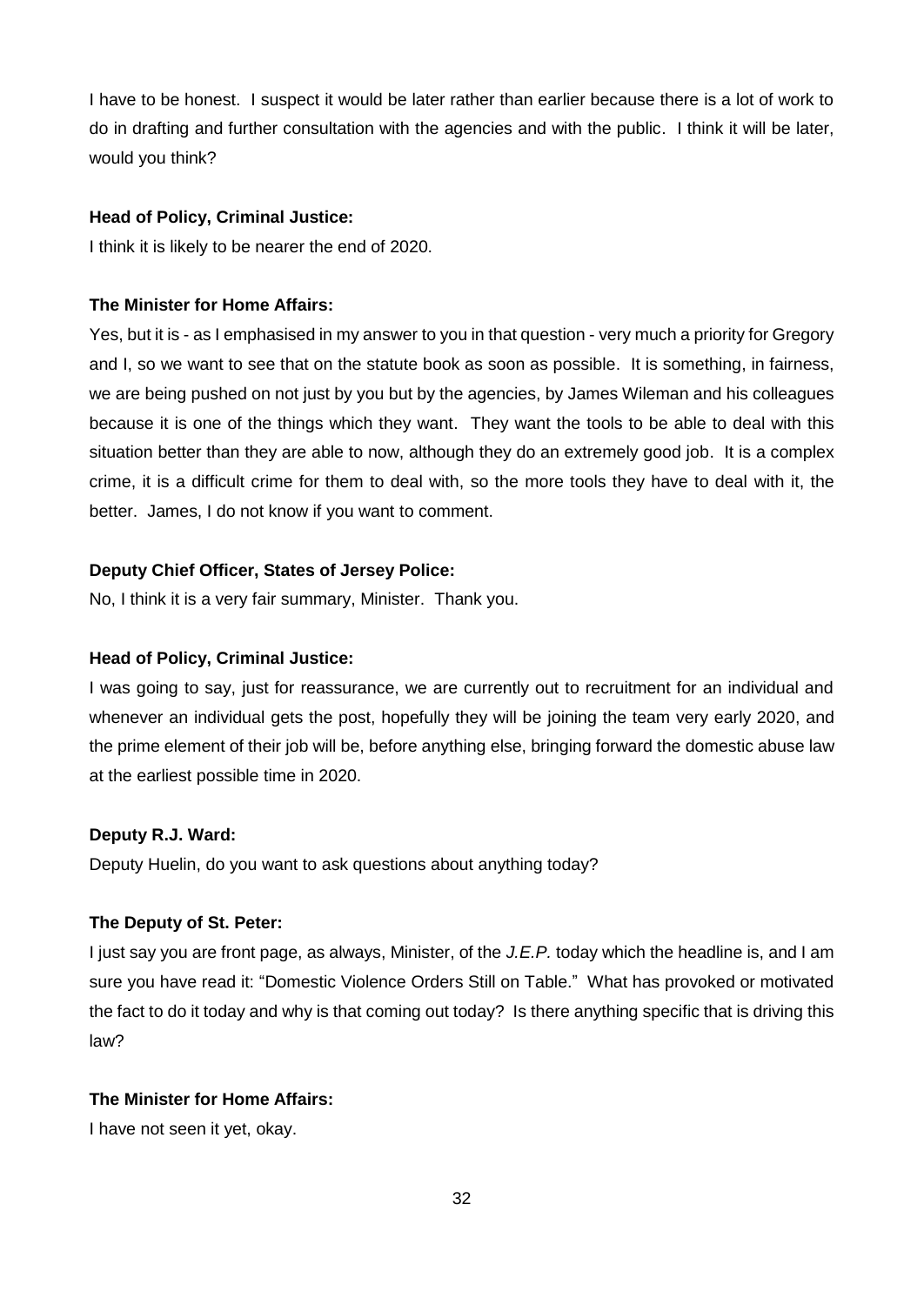I have to be honest. I suspect it would be later rather than earlier because there is a lot of work to do in drafting and further consultation with the agencies and with the public. I think it will be later, would you think?

**Head of Policy, Criminal Justice:**

I think it is likely to be nearer the end of 2020.

**The Minister for Home Affairs:**

Yes, but it is - as I emphasised in my answer to you in that question - very much a priority for Gregory and I, so we want to see that on the statute book as soon as possible. It is something, in fairness, we are being pushed on not just by you but by the agencies, by James Wileman and his colleagues because it is one of the things which they want. They want the tools to be able to deal with this situation better than they are able to now, although they do an extremely good job. It is a complex crime, it is a difficult crime for them to deal with, so the more tools they have to deal with it, the better. James, I do not know if you want to comment.

**Deputy Chief Officer, States of Jersey Police:**

No, I think it is a very fair summary, Minister. Thank you.

**Head of Policy, Criminal Justice:**

I was going to say, just for reassurance, we are currently out to recruitment for an individual and whenever an individual gets the post, hopefully they will be joining the team very early 2020, and the prime element of their job will be, before anything else, bringing forward the domestic abuse law at the earliest possible time in 2020.

**Deputy R.J. Ward:**

Deputy Huelin, do you want to ask questions about anything today?

**The Deputy of St. Peter:**

I just say you are front page, as always, Minister, of the *J.E.P.* today which the headline is, and I am sure you have read it: "Domestic Violence Orders Still on Table." What has provoked or motivated the fact to do it today and why is that coming out today? Is there anything specific that is driving this law?

**The Minister for Home Affairs:**

I have not seen it yet, okay.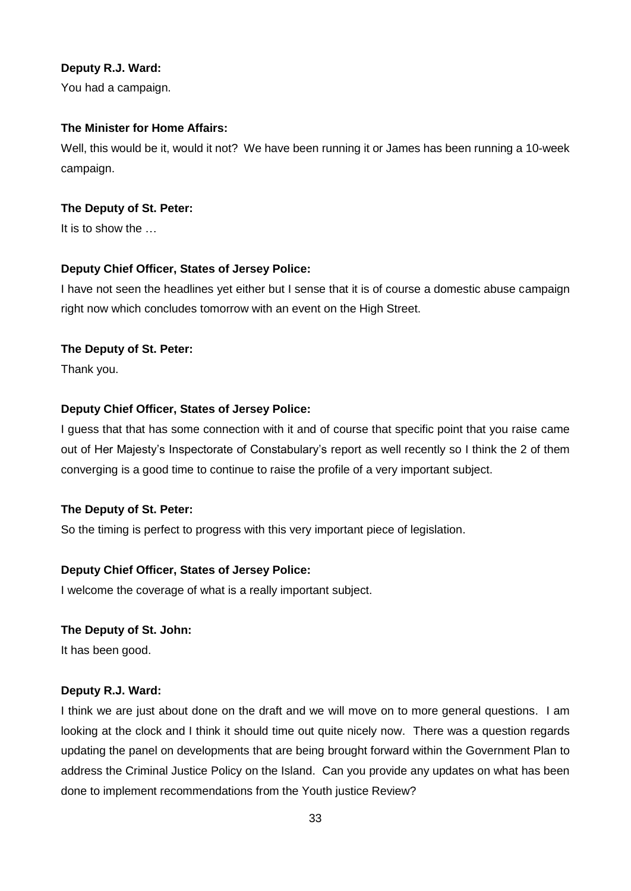**Deputy R.J. Ward:**

You had a campaign.

**The Minister for Home Affairs:**

Well, this would be it, would it not? We have been running it or James has been running a 10-week campaign.

**The Deputy of St. Peter:**

It is to show the …

**Deputy Chief Officer, States of Jersey Police:**

I have not seen the headlines yet either but I sense that it is of course a domestic abuse campaign right now which concludes tomorrow with an event on the High Street.

**The Deputy of St. Peter:**

Thank you.

**Deputy Chief Officer, States of Jersey Police:**

I guess that that has some connection with it and of course that specific point that you raise came out of Her Majesty's Inspectorate of Constabulary's report as well recently so I think the 2 of them converging is a good time to continue to raise the profile of a very important subject.

**The Deputy of St. Peter:**

So the timing is perfect to progress with this very important piece of legislation.

**Deputy Chief Officer, States of Jersey Police:**

I welcome the coverage of what is a really important subject.

**The Deputy of St. John:**

It has been good.

**Deputy R.J. Ward:**

I think we are just about done on the draft and we will move on to more general questions. I am looking at the clock and I think it should time out quite nicely now. There was a question regards updating the panel on developments that are being brought forward within the Government Plan to address the Criminal Justice Policy on the Island. Can you provide any updates on what has been done to implement recommendations from the Youth justice Review?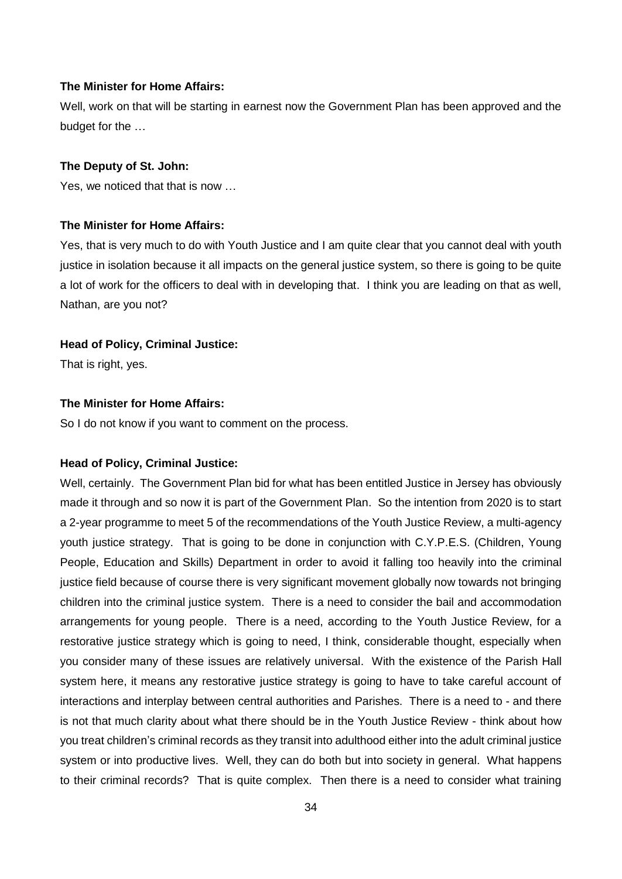**The Minister for Home Affairs:**

Well, work on that will be starting in earnest now the Government Plan has been approved and the budget for the …

**The Deputy of St. John:**

Yes, we noticed that that is now …

**The Minister for Home Affairs:**

Yes, that is very much to do with Youth Justice and I am quite clear that you cannot deal with youth justice in isolation because it all impacts on the general justice system, so there is going to be quite a lot of work for the officers to deal with in developing that. I think you are leading on that as well, Nathan, are you not?

**Head of Policy, Criminal Justice:**

That is right, yes.

**The Minister for Home Affairs:**

So I do not know if you want to comment on the process.

**Head of Policy, Criminal Justice:**

Well, certainly. The Government Plan bid for what has been entitled Justice in Jersey has obviously made it through and so now it is part of the Government Plan. So the intention from 2020 is to start a 2-year programme to meet 5 of the recommendations of the Youth Justice Review, a multi-agency youth justice strategy. That is going to be done in conjunction with C.Y.P.E.S. (Children, Young People, Education and Skills) Department in order to avoid it falling too heavily into the criminal justice field because of course there is very significant movement globally now towards not bringing children into the criminal justice system. There is a need to consider the bail and accommodation arrangements for young people. There is a need, according to the Youth Justice Review, for a restorative justice strategy which is going to need, I think, considerable thought, especially when you consider many of these issues are relatively universal. With the existence of the Parish Hall system here, it means any restorative justice strategy is going to have to take careful account of interactions and interplay between central authorities and Parishes. There is a need to - and there is not that much clarity about what there should be in the Youth Justice Review - think about how you treat children's criminal records as they transit into adulthood either into the adult criminal justice system or into productive lives. Well, they can do both but into society in general. What happens to their criminal records? That is quite complex. Then there is a need to consider what training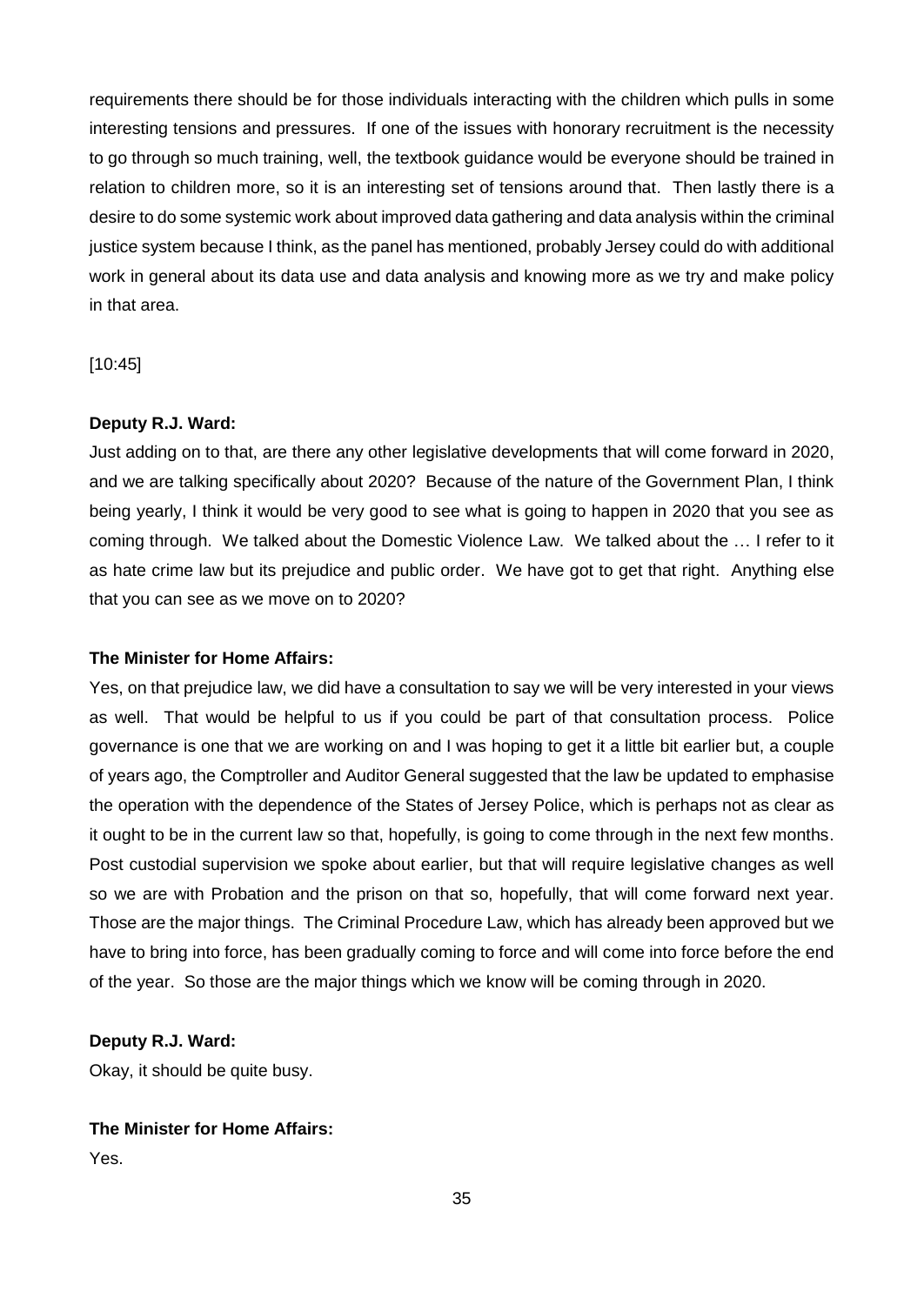requirements there should be for those individuals interacting with the children which pulls in some interesting tensions and pressures. If one of the issues with honorary recruitment is the necessity to go through so much training, well, the textbook guidance would be everyone should be trained in relation to children more, so it is an interesting set of tensions around that. Then lastly there is a desire to do some systemic work about improved data gathering and data analysis within the criminal justice system because I think, as the panel has mentioned, probably Jersey could do with additional work in general about its data use and data analysis and knowing more as we try and make policy in that area.

[10:45]

**Deputy R.J. Ward:**

Just adding on to that, are there any other legislative developments that will come forward in 2020, and we are talking specifically about 2020? Because of the nature of the Government Plan, I think being yearly, I think it would be very good to see what is going to happen in 2020 that you see as coming through. We talked about the Domestic Violence Law. We talked about the … I refer to it as hate crime law but its prejudice and public order. We have got to get that right. Anything else that you can see as we move on to 2020?

**The Minister for Home Affairs:**

Yes, on that prejudice law, we did have a consultation to say we will be very interested in your views as well. That would be helpful to us if you could be part of that consultation process. Police governance is one that we are working on and I was hoping to get it a little bit earlier but, a couple of years ago, the Comptroller and Auditor General suggested that the law be updated to emphasise the operation with the dependence of the States of Jersey Police, which is perhaps not as clear as it ought to be in the current law so that, hopefully, is going to come through in the next few months. Post custodial supervision we spoke about earlier, but that will require legislative changes as well so we are with Probation and the prison on that so, hopefully, that will come forward next year. Those are the major things. The Criminal Procedure Law, which has already been approved but we have to bring into force, has been gradually coming to force and will come into force before the end of the year. So those are the major things which we know will be coming through in 2020.

**Deputy R.J. Ward:**

Okay, it should be quite busy.

**The Minister for Home Affairs:**

Yes.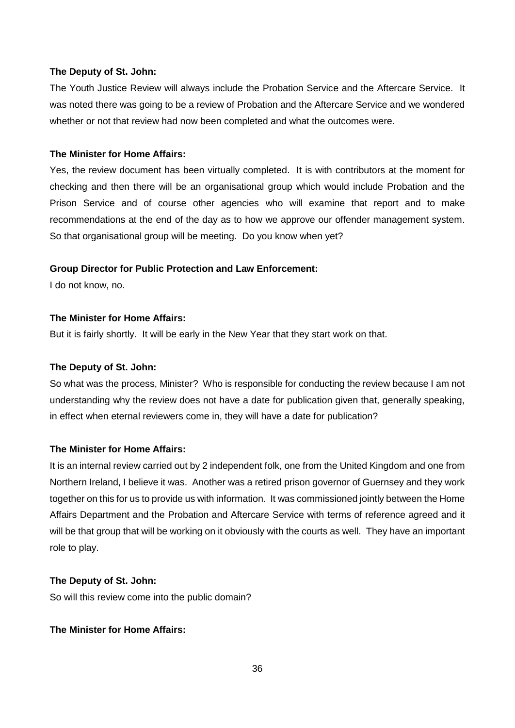**The Deputy of St. John:**

The Youth Justice Review will always include the Probation Service and the Aftercare Service. It was noted there was going to be a review of Probation and the Aftercare Service and we wondered whether or not that review had now been completed and what the outcomes were.

**The Minister for Home Affairs:**

Yes, the review document has been virtually completed. It is with contributors at the moment for checking and then there will be an organisational group which would include Probation and the Prison Service and of course other agencies who will examine that report and to make recommendations at the end of the day as to how we approve our offender management system. So that organisational group will be meeting. Do you know when yet?

**Group Director for Public Protection and Law Enforcement:**

I do not know, no.

**The Minister for Home Affairs:**

But it is fairly shortly. It will be early in the New Year that they start work on that.

**The Deputy of St. John:**

So what was the process, Minister? Who is responsible for conducting the review because I am not understanding why the review does not have a date for publication given that, generally speaking, in effect when eternal reviewers come in, they will have a date for publication?

**The Minister for Home Affairs:**

It is an internal review carried out by 2 independent folk, one from the United Kingdom and one from Northern Ireland, I believe it was. Another was a retired prison governor of Guernsey and they work together on this for us to provide us with information. It was commissioned jointly between the Home Affairs Department and the Probation and Aftercare Service with terms of reference agreed and it will be that group that will be working on it obviously with the courts as well. They have an important role to play.

**The Deputy of St. John:**

So will this review come into the public domain?

**The Minister for Home Affairs:**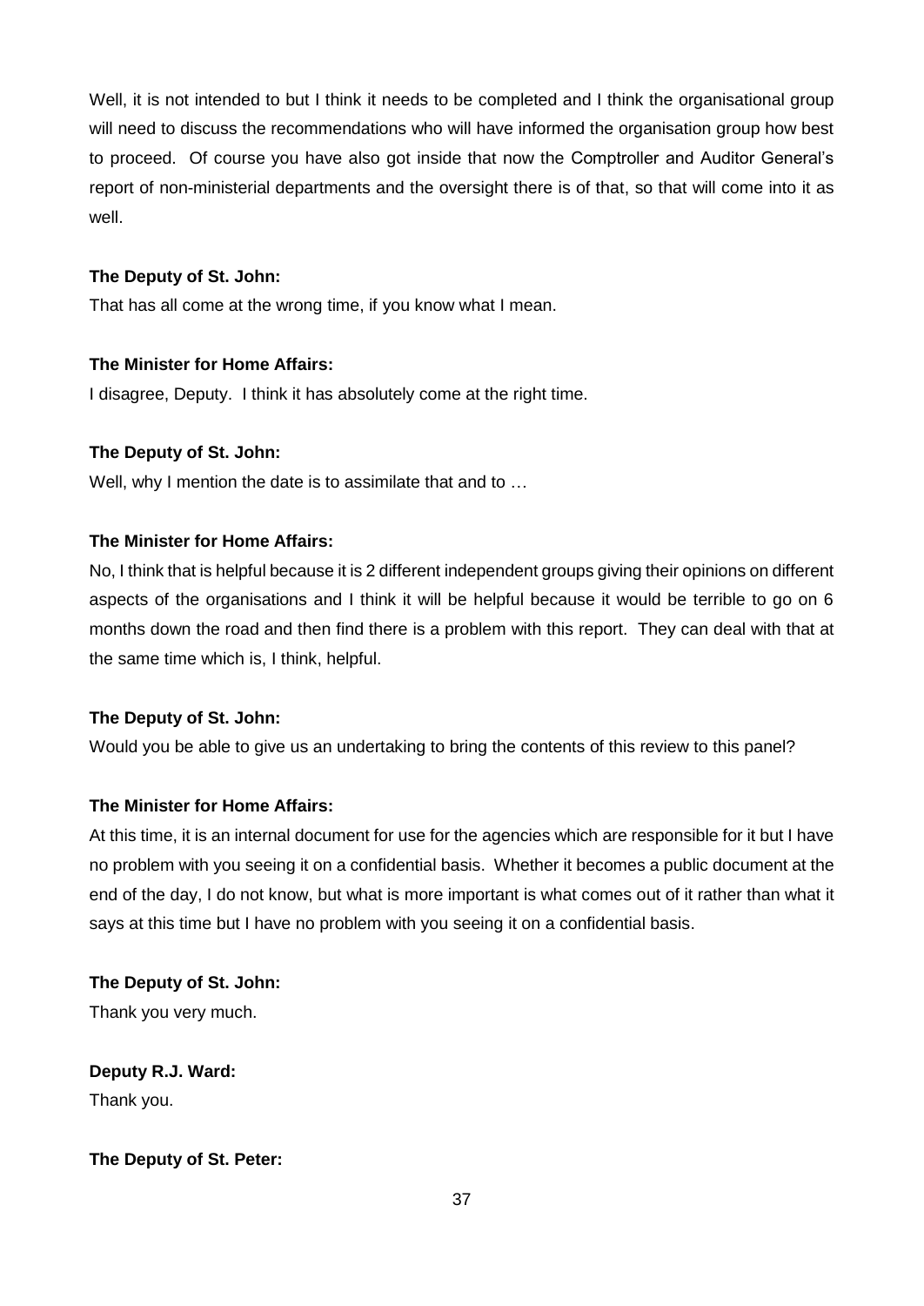Well, it is not intended to but I think it needs to be completed and I think the organisational group will need to discuss the recommendations who will have informed the organisation group how best to proceed. Of course you have also got inside that now the Comptroller and Auditor General's report of non-ministerial departments and the oversight there is of that, so that will come into it as well.

**The Deputy of St. John:**

That has all come at the wrong time, if you know what I mean.

**The Minister for Home Affairs:**

I disagree, Deputy. I think it has absolutely come at the right time.

**The Deputy of St. John:**

Well, why I mention the date is to assimilate that and to …

**The Minister for Home Affairs:**

No, I think that is helpful because it is 2 different independent groups giving their opinions on different aspects of the organisations and I think it will be helpful because it would be terrible to go on 6 months down the road and then find there is a problem with this report. They can deal with that at the same time which is, I think, helpful.

**The Deputy of St. John:**

Would you be able to give us an undertaking to bring the contents of this review to this panel?

**The Minister for Home Affairs:**

At this time, it is an internal document for use for the agencies which are responsible for it but I have no problem with you seeing it on a confidential basis. Whether it becomes a public document at the end of the day, I do not know, but what is more important is what comes out of it rather than what it says at this time but I have no problem with you seeing it on a confidential basis.

**The Deputy of St. John:**

Thank you very much.

**Deputy R.J. Ward:**

Thank you.

**The Deputy of St. Peter:**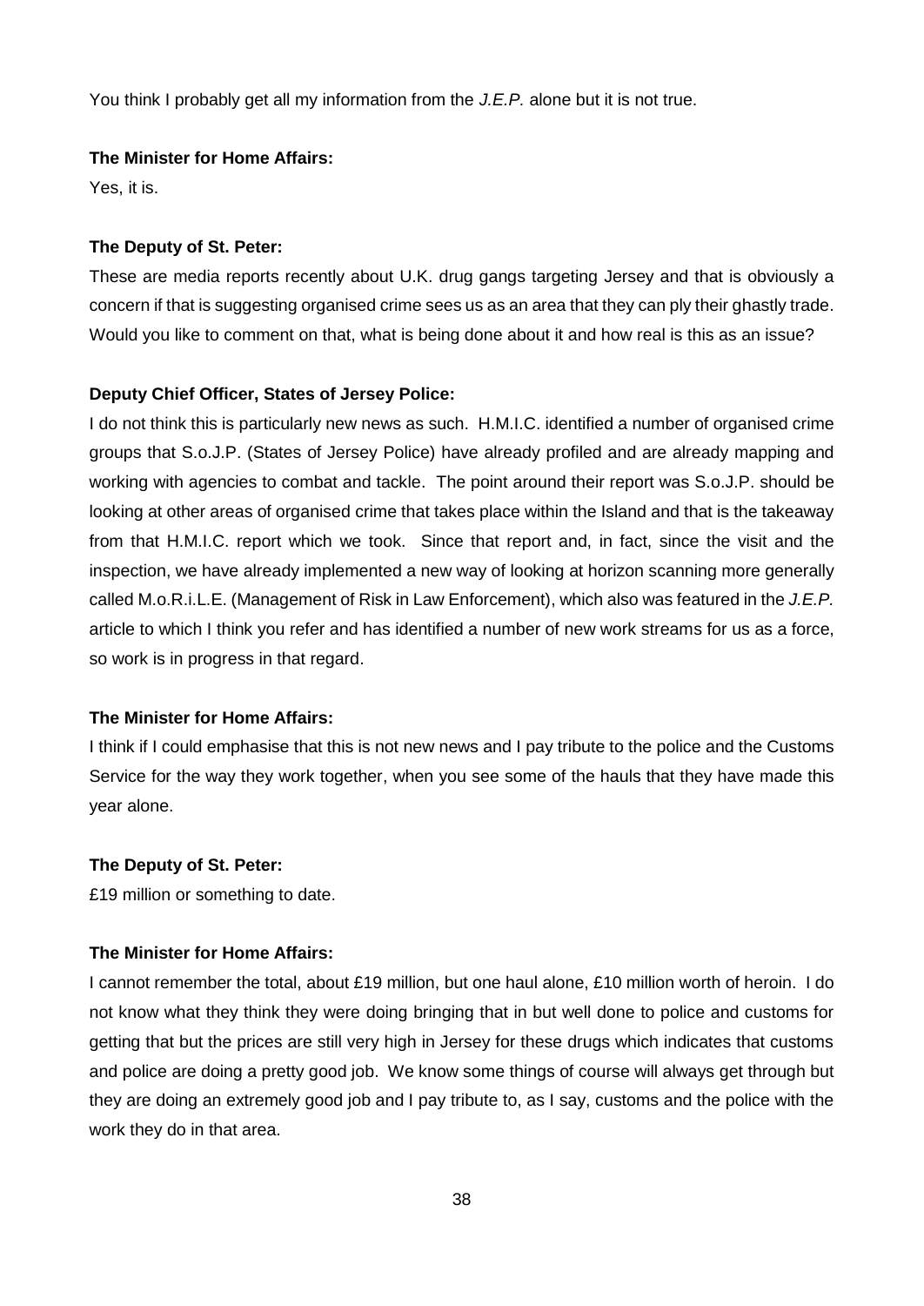You think I probably get all my information from the *J.E.P.* alone but it is not true.

**The Minister for Home Affairs:**

Yes, it is.

**The Deputy of St. Peter:**

These are media reports recently about U.K. drug gangs targeting Jersey and that is obviously a concern if that is suggesting organised crime sees us as an area that they can ply their ghastly trade. Would you like to comment on that, what is being done about it and how real is this as an issue?

**Deputy Chief Officer, States of Jersey Police:**

I do not think this is particularly new news as such. H.M.I.C. identified a number of organised crime groups that S.o.J.P. (States of Jersey Police) have already profiled and are already mapping and working with agencies to combat and tackle. The point around their report was S.o.J.P. should be looking at other areas of organised crime that takes place within the Island and that is the takeaway from that H.M.I.C. report which we took. Since that report and, in fact, since the visit and the inspection, we have already implemented a new way of looking at horizon scanning more generally called M.o.R.i.L.E. (Management of Risk in Law Enforcement), which also was featured in the *J.E.P.* article to which I think you refer and has identified a number of new work streams for us as a force, so work is in progress in that regard.

**The Minister for Home Affairs:**

I think if I could emphasise that this is not new news and I pay tribute to the police and the Customs Service for the way they work together, when you see some of the hauls that they have made this year alone.

**The Deputy of St. Peter:**

£19 million or something to date.

**The Minister for Home Affairs:**

I cannot remember the total, about £19 million, but one haul alone, £10 million worth of heroin. I do not know what they think they were doing bringing that in but well done to police and customs for getting that but the prices are still very high in Jersey for these drugs which indicates that customs and police are doing a pretty good job. We know some things of course will always get through but they are doing an extremely good job and I pay tribute to, as I say, customs and the police with the work they do in that area.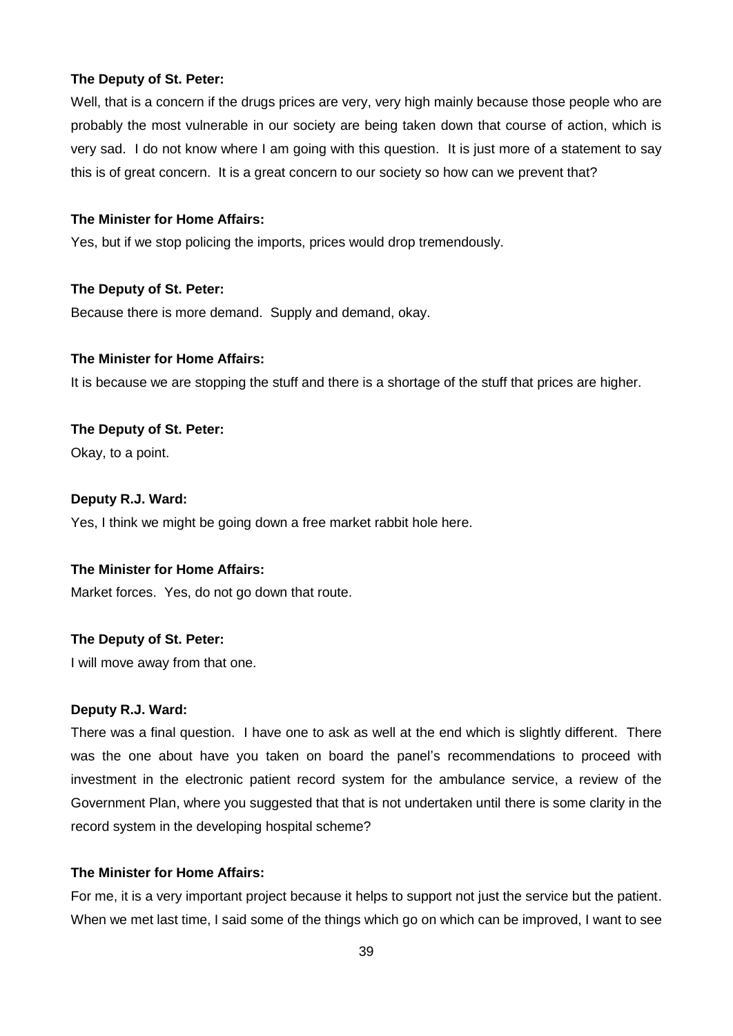**The Deputy of St. Peter:**

Well, that is a concern if the drugs prices are very, very high mainly because those people who are probably the most vulnerable in our society are being taken down that course of action, which is very sad. I do not know where I am going with this question. It is just more of a statement to say this is of great concern. It is a great concern to our society so how can we prevent that?

**The Minister for Home Affairs:**

Yes, but if we stop policing the imports, prices would drop tremendously.

**The Deputy of St. Peter:**

Because there is more demand. Supply and demand, okay.

**The Minister for Home Affairs:**

It is because we are stopping the stuff and there is a shortage of the stuff that prices are higher.

**The Deputy of St. Peter:**

Okay, to a point.

**Deputy R.J. Ward:**

Yes, I think we might be going down a free market rabbit hole here.

**The Minister for Home Affairs:**

Market forces. Yes, do not go down that route.

**The Deputy of St. Peter:**

I will move away from that one.

**Deputy R.J. Ward:**

There was a final question. I have one to ask as well at the end which is slightly different. There was the one about have you taken on board the panel's recommendations to proceed with investment in the electronic patient record system for the ambulance service, a review of the Government Plan, where you suggested that that is not undertaken until there is some clarity in the record system in the developing hospital scheme?

**The Minister for Home Affairs:**

For me, it is a very important project because it helps to support not just the service but the patient. When we met last time, I said some of the things which go on which can be improved, I want to see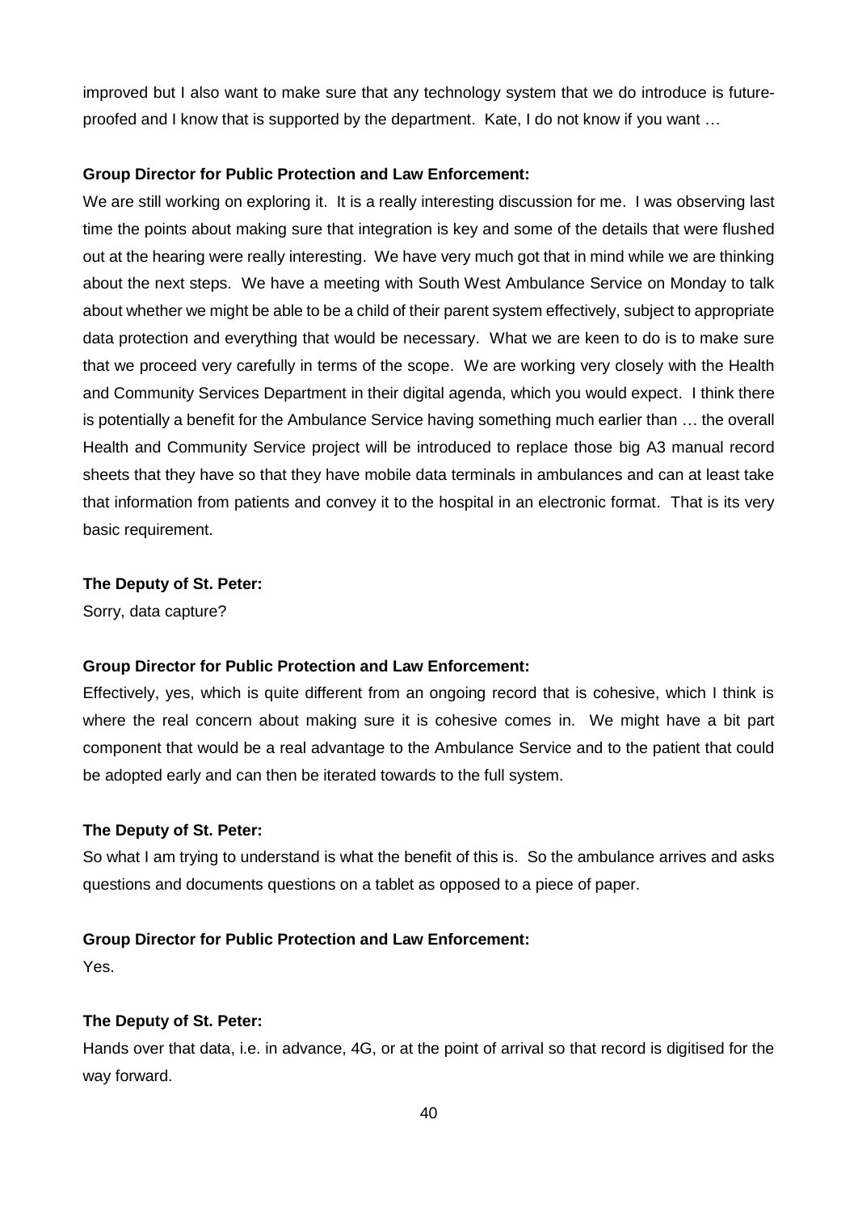improved but I also want to make sure that any technology system that we do introduce is future-proofed and I know that is supported by the department. Kate, I do not know if you want …

**Group Director for Public Protection and Law Enforcement:**

We are still working on exploring it. It is a really interesting discussion for me. I was observing last time the points about making sure that integration is key and some of the details that were flushed out at the hearing were really interesting. We have very much got that in mind while we are thinking about the next steps. We have a meeting with South West Ambulance Service on Monday to talk about whether we might be able to be a child of their parent system effectively, subject to appropriate data protection and everything that would be necessary. What we are keen to do is to make sure that we proceed very carefully in terms of the scope. We are working very closely with the Health and Community Services Department in their digital agenda, which you would expect. I think there is potentially a benefit for the Ambulance Service having something much earlier than … the overall Health and Community Service project will be introduced to replace those big A3 manual record sheets that they have so that they have mobile data terminals in ambulances and can at least take that information from patients and convey it to the hospital in an electronic format. That is its very basic requirement.

**The Deputy of St. Peter:**

Sorry, data capture?

**Group Director for Public Protection and Law Enforcement:**

Effectively, yes, which is quite different from an ongoing record that is cohesive, which I think is where the real concern about making sure it is cohesive comes in. We might have a bit part component that would be a real advantage to the Ambulance Service and to the patient that could be adopted early and can then be iterated towards to the full system.

**The Deputy of St. Peter:**

So what I am trying to understand is what the benefit of this is. So the ambulance arrives and asks questions and documents questions on a tablet as opposed to a piece of paper.

**Group Director for Public Protection and Law Enforcement:**

Yes.

**The Deputy of St. Peter:**

Hands over that data, i.e. in advance, 4G, or at the point of arrival so that record is digitised for the way forward.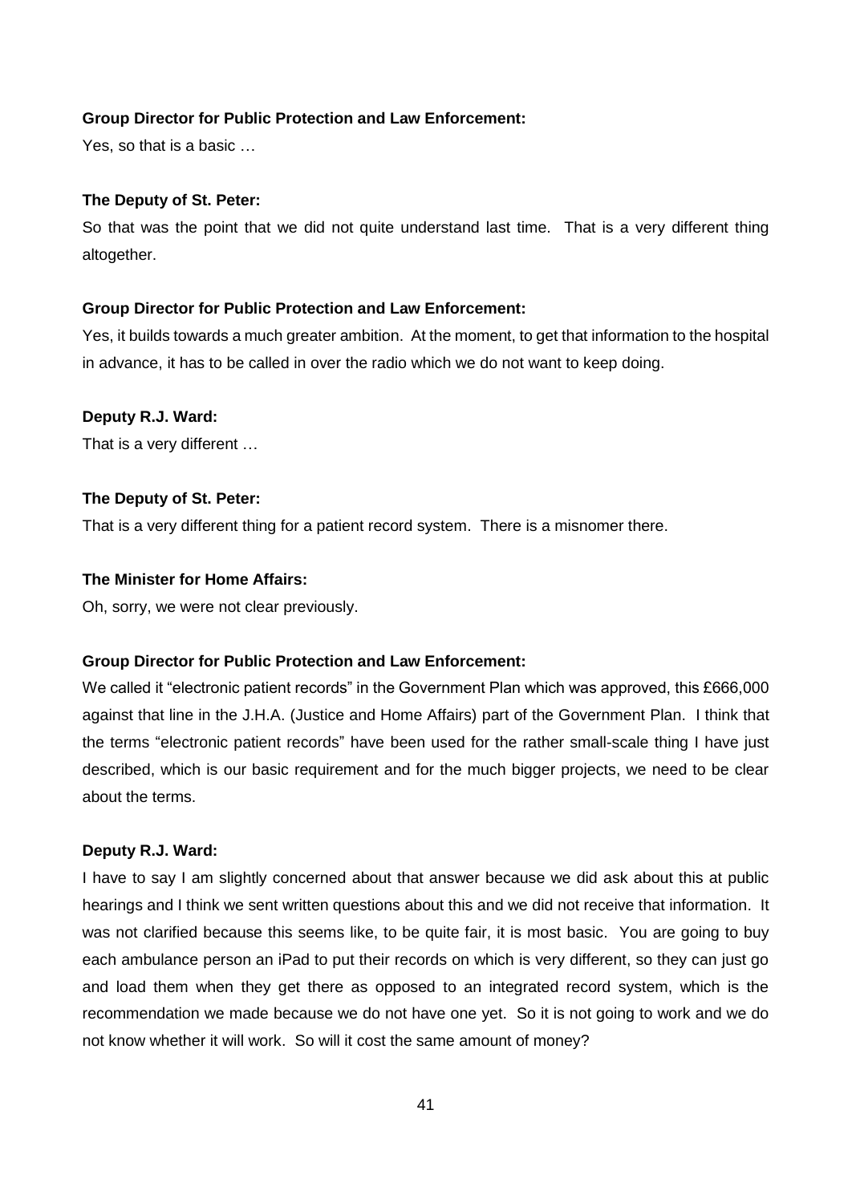**Group Director for Public Protection and Law Enforcement:**

Yes, so that is a basic …

**The Deputy of St. Peter:**

So that was the point that we did not quite understand last time. That is a very different thing altogether.

**Group Director for Public Protection and Law Enforcement:**

Yes, it builds towards a much greater ambition. At the moment, to get that information to the hospital in advance, it has to be called in over the radio which we do not want to keep doing.

**Deputy R.J. Ward:**

That is a very different …

**The Deputy of St. Peter:**

That is a very different thing for a patient record system. There is a misnomer there.

**The Minister for Home Affairs:**

Oh, sorry, we were not clear previously.

**Group Director for Public Protection and Law Enforcement:**

We called it "electronic patient records" in the Government Plan which was approved, this £666,000 against that line in the J.H.A. (Justice and Home Affairs) part of the Government Plan. I think that the terms "electronic patient records" have been used for the rather small-scale thing I have just described, which is our basic requirement and for the much bigger projects, we need to be clear about the terms.

**Deputy R.J. Ward:**

I have to say I am slightly concerned about that answer because we did ask about this at public hearings and I think we sent written questions about this and we did not receive that information. It was not clarified because this seems like, to be quite fair, it is most basic. You are going to buy each ambulance person an iPad to put their records on which is very different, so they can just go and load them when they get there as opposed to an integrated record system, which is the recommendation we made because we do not have one yet. So it is not going to work and we do not know whether it will work. So will it cost the same amount of money?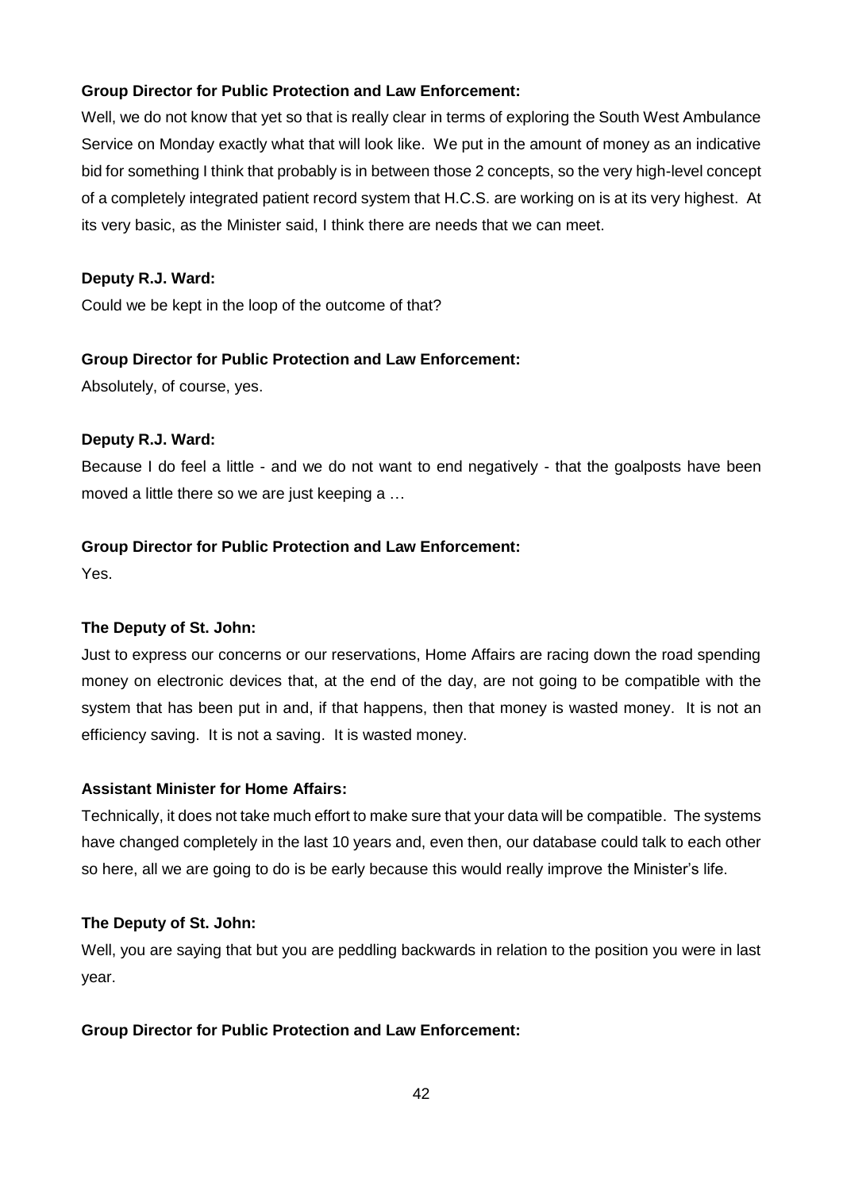**Group Director for Public Protection and Law Enforcement:**

Well, we do not know that yet so that is really clear in terms of exploring the South West Ambulance Service on Monday exactly what that will look like. We put in the amount of money as an indicative bid for something I think that probably is in between those 2 concepts, so the very high-level concept of a completely integrated patient record system that H.C.S. are working on is at its very highest. At its very basic, as the Minister said, I think there are needs that we can meet.

**Deputy R.J. Ward:**

Could we be kept in the loop of the outcome of that?

**Group Director for Public Protection and Law Enforcement:**

Absolutely, of course, yes.

**Deputy R.J. Ward:**

Because I do feel a little - and we do not want to end negatively - that the goalposts have been moved a little there so we are just keeping a …

**Group Director for Public Protection and Law Enforcement:**

Yes.

**The Deputy of St. John:**

Just to express our concerns or our reservations, Home Affairs are racing down the road spending money on electronic devices that, at the end of the day, are not going to be compatible with the system that has been put in and, if that happens, then that money is wasted money. It is not an efficiency saving. It is not a saving. It is wasted money.

**Assistant Minister for Home Affairs:**

Technically, it does not take much effort to make sure that your data will be compatible. The systems have changed completely in the last 10 years and, even then, our database could talk to each other so here, all we are going to do is be early because this would really improve the Minister's life.

**The Deputy of St. John:**

Well, you are saying that but you are peddling backwards in relation to the position you were in last year.

**Group Director for Public Protection and Law Enforcement:**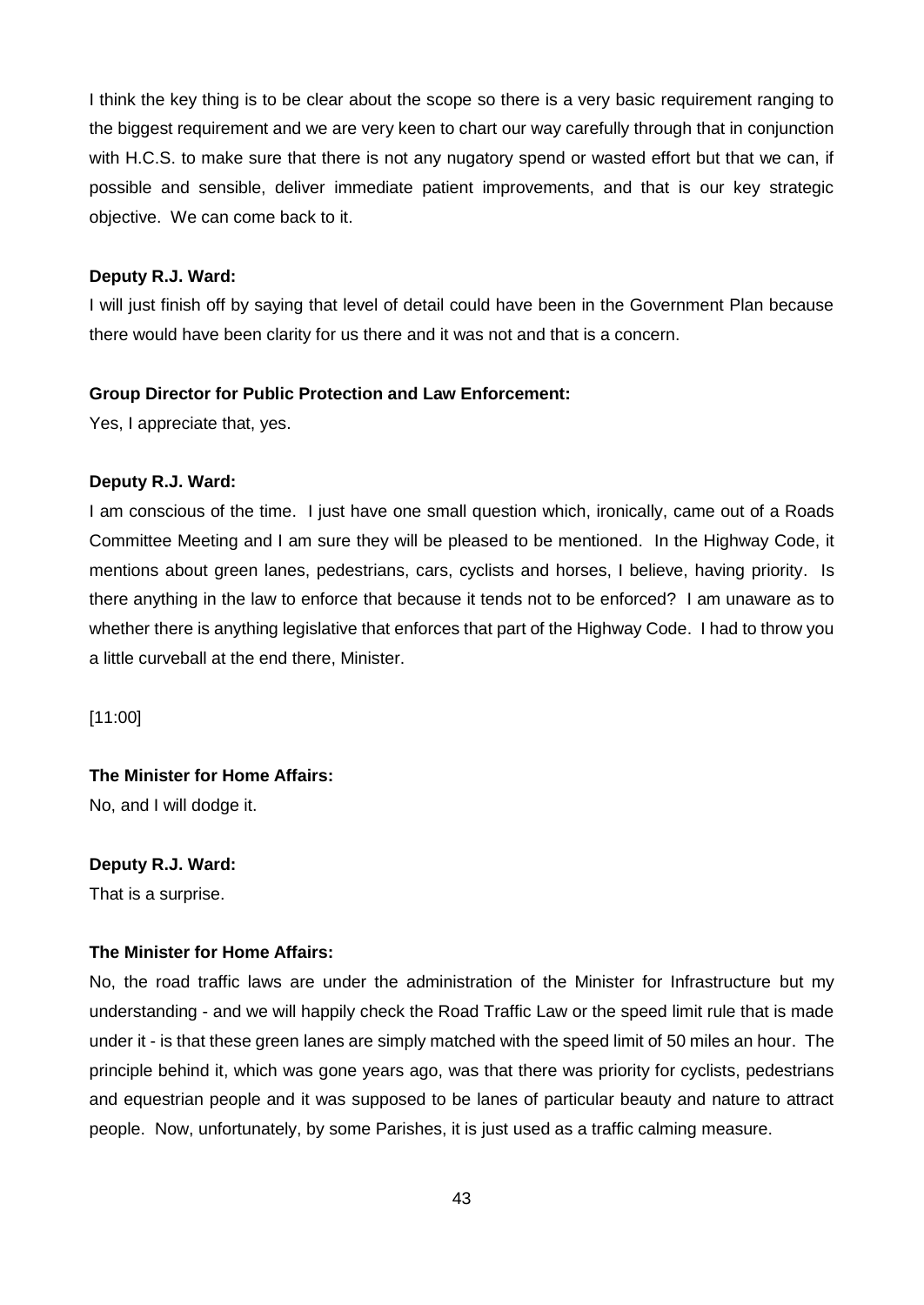I think the key thing is to be clear about the scope so there is a very basic requirement ranging to the biggest requirement and we are very keen to chart our way carefully through that in conjunction with H.C.S. to make sure that there is not any nugatory spend or wasted effort but that we can, if possible and sensible, deliver immediate patient improvements, and that is our key strategic objective. We can come back to it.

**Deputy R.J. Ward:**

I will just finish off by saying that level of detail could have been in the Government Plan because there would have been clarity for us there and it was not and that is a concern.

**Group Director for Public Protection and Law Enforcement:**

Yes, I appreciate that, yes.

**Deputy R.J. Ward:**

I am conscious of the time. I just have one small question which, ironically, came out of a Roads Committee Meeting and I am sure they will be pleased to be mentioned. In the Highway Code, it mentions about green lanes, pedestrians, cars, cyclists and horses, I believe, having priority. Is there anything in the law to enforce that because it tends not to be enforced? I am unaware as to whether there is anything legislative that enforces that part of the Highway Code. I had to throw you a little curveball at the end there, Minister.

[11:00]

**The Minister for Home Affairs:**

No, and I will dodge it.

**Deputy R.J. Ward:**

That is a surprise.

**The Minister for Home Affairs:**

No, the road traffic laws are under the administration of the Minister for Infrastructure but my understanding - and we will happily check the Road Traffic Law or the speed limit rule that is made under it - is that these green lanes are simply matched with the speed limit of 50 miles an hour. The principle behind it, which was gone years ago, was that there was priority for cyclists, pedestrians and equestrian people and it was supposed to be lanes of particular beauty and nature to attract people. Now, unfortunately, by some Parishes, it is just used as a traffic calming measure.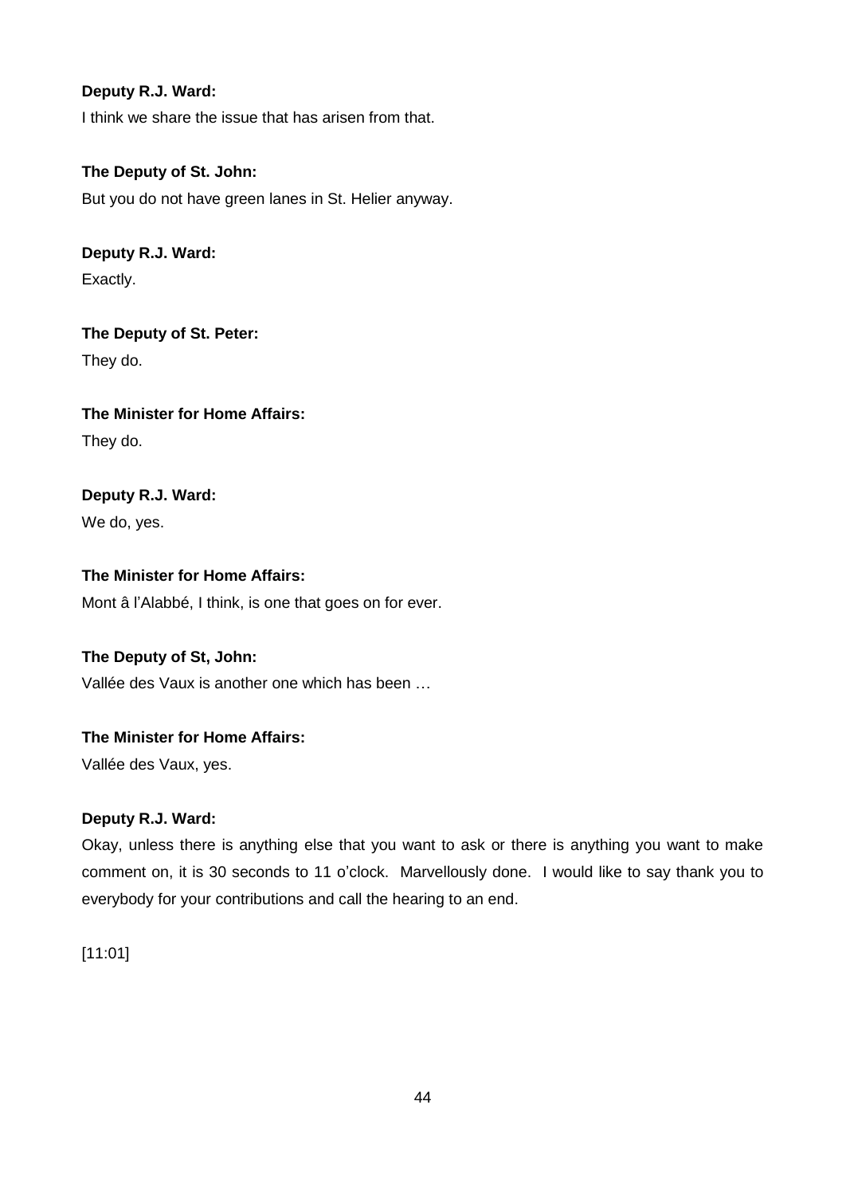**Deputy R.J. Ward:**

I think we share the issue that has arisen from that.

**The Deputy of St. John:**

But you do not have green lanes in St. Helier anyway.

**Deputy R.J. Ward:**

Exactly.

**The Deputy of St. Peter:**

They do.

**The Minister for Home Affairs:**

They do.

**Deputy R.J. Ward:**

We do, yes.

**The Minister for Home Affairs:**

Mont â l'Alabbé, I think, is one that goes on for ever.

**The Deputy of St, John:**

Vallée des Vaux is another one which has been …

**The Minister for Home Affairs:**

Vallée des Vaux, yes.

**Deputy R.J. Ward:**

Okay, unless there is anything else that you want to ask or there is anything you want to make comment on, it is 30 seconds to 11 o'clock. Marvellously done. I would like to say thank you to everybody for your contributions and call the hearing to an end.

[11:01]